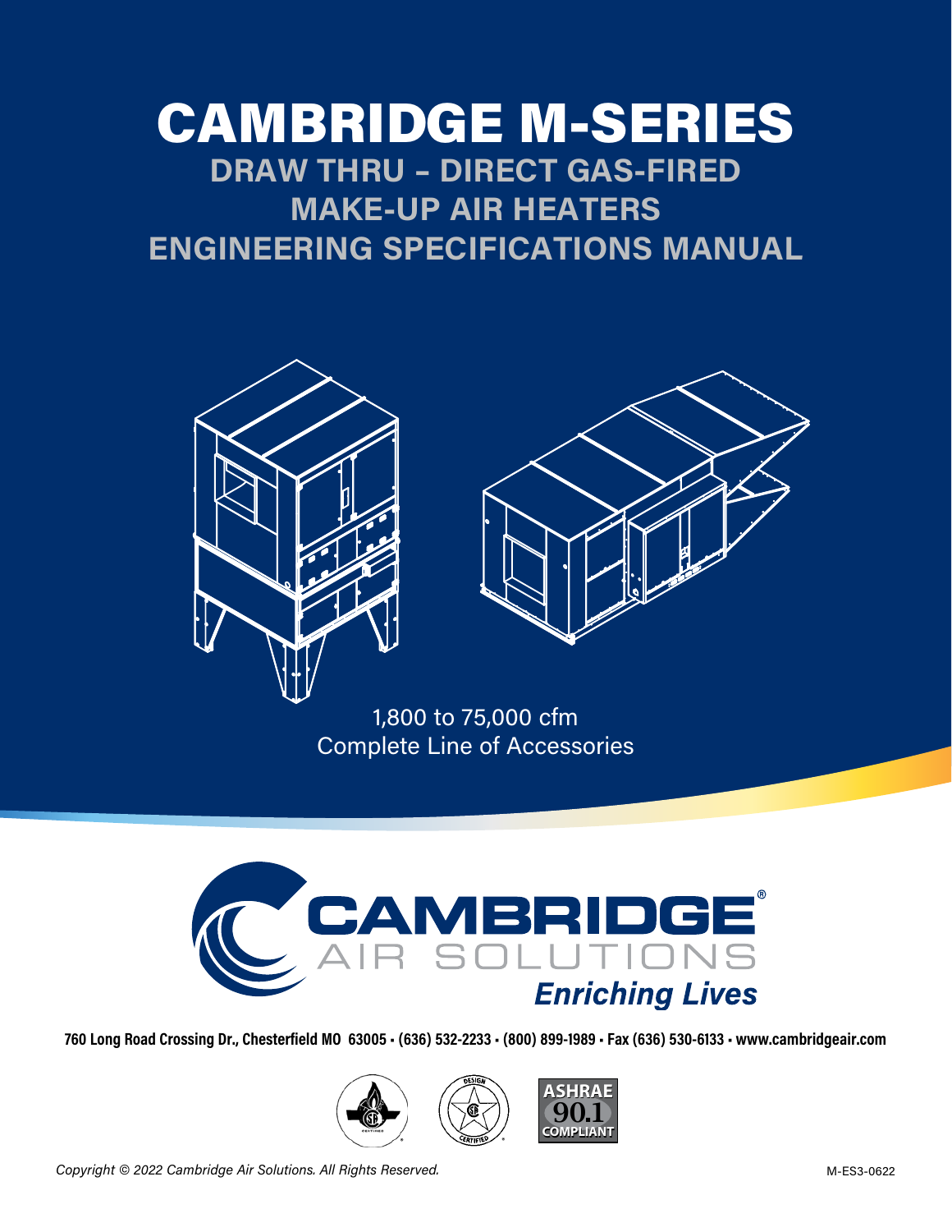# CAMBRIDGE M-SERIES

## DRAW THRU – DIRECT GAS-FIRED MAKE-UP AIR HEATERS ENGINEERING SPECIFICATIONS MANUAL

1,800 to 75,000 cfm
Complete Line of Accessories

**CAMBRIDGE®**
AIR SOLUTIONS
***Enriching Lives***

**760 Long Road Crossing Dr., Chesterfield MO 63005 • (636) 532-2233 • (800) 899-1989 • Fax (636) 530-6133 • www.cambridgeair.com**

ASHRAE 90.1 COMPLIANT

*Copyright © 2022 Cambridge Air Solutions. All Rights Reserved.*

M-ES3-0622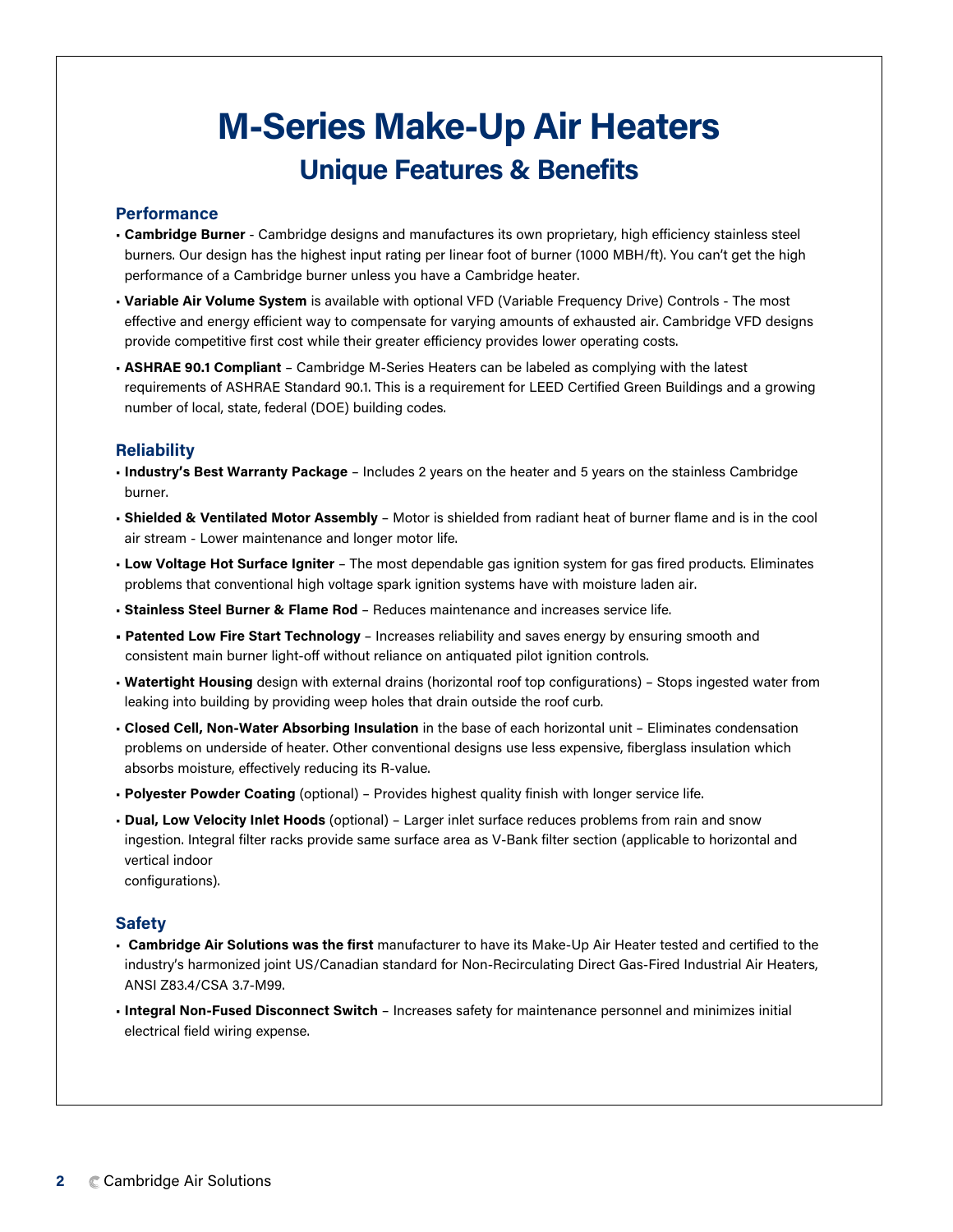# M-Series Make-Up Air Heaters

## Unique Features & Benefits

### Performance

- **Cambridge Burner** - Cambridge designs and manufactures its own proprietary, high efficiency stainless steel burners. Our design has the highest input rating per linear foot of burner (1000 MBH/ft). You can't get the high performance of a Cambridge burner unless you have a Cambridge heater.
- **Variable Air Volume System** is available with optional VFD (Variable Frequency Drive) Controls - The most effective and energy efficient way to compensate for varying amounts of exhausted air. Cambridge VFD designs provide competitive first cost while their greater efficiency provides lower operating costs.
- **ASHRAE 90.1 Compliant** – Cambridge M-Series Heaters can be labeled as complying with the latest requirements of ASHRAE Standard 90.1. This is a requirement for LEED Certified Green Buildings and a growing number of local, state, federal (DOE) building codes.

### Reliability

- **Industry's Best Warranty Package** – Includes 2 years on the heater and 5 years on the stainless Cambridge burner.
- **Shielded & Ventilated Motor Assembly** – Motor is shielded from radiant heat of burner flame and is in the cool air stream - Lower maintenance and longer motor life.
- **Low Voltage Hot Surface Igniter** – The most dependable gas ignition system for gas fired products. Eliminates problems that conventional high voltage spark ignition systems have with moisture laden air.
- **Stainless Steel Burner & Flame Rod** – Reduces maintenance and increases service life.
- **Patented Low Fire Start Technology** – Increases reliability and saves energy by ensuring smooth and consistent main burner light-off without reliance on antiquated pilot ignition controls.
- **Watertight Housing** design with external drains (horizontal roof top configurations) – Stops ingested water from leaking into building by providing weep holes that drain outside the roof curb.
- **Closed Cell, Non-Water Absorbing Insulation** in the base of each horizontal unit – Eliminates condensation problems on underside of heater. Other conventional designs use less expensive, fiberglass insulation which absorbs moisture, effectively reducing its R-value.
- **Polyester Powder Coating** (optional) – Provides highest quality finish with longer service life.
- **Dual, Low Velocity Inlet Hoods** (optional) – Larger inlet surface reduces problems from rain and snow ingestion. Integral filter racks provide same surface area as V-Bank filter section (applicable to horizontal and vertical indoor configurations).

### Safety

- **Cambridge Air Solutions was the first** manufacturer to have its Make-Up Air Heater tested and certified to the industry's harmonized joint US/Canadian standard for Non-Recirculating Direct Gas-Fired Industrial Air Heaters, ANSI Z83.4/CSA 3.7-M99.
- **Integral Non-Fused Disconnect Switch** – Increases safety for maintenance personnel and minimizes initial electrical field wiring expense.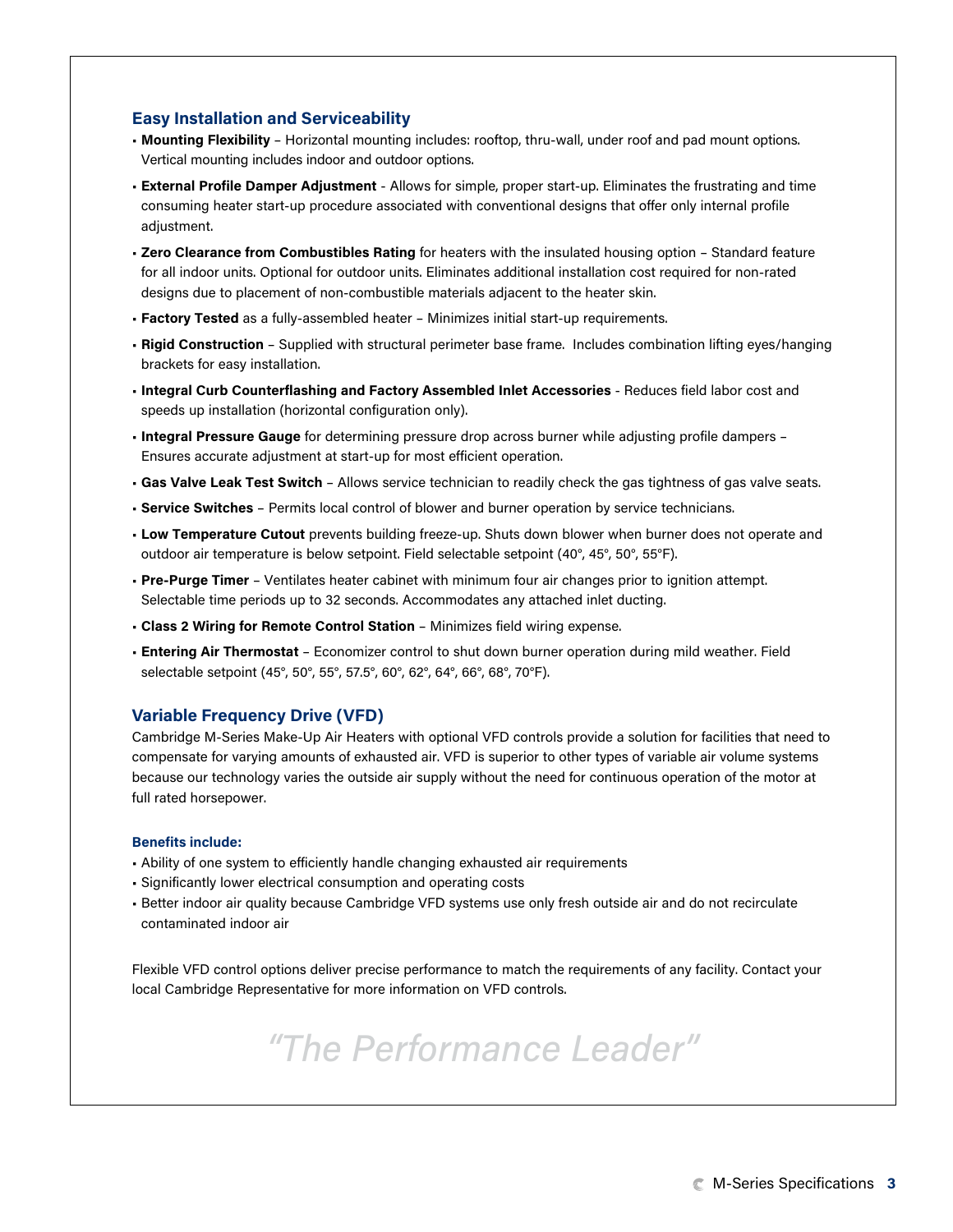## Easy Installation and Serviceability

- **Mounting Flexibility** – Horizontal mounting includes: rooftop, thru-wall, under roof and pad mount options. Vertical mounting includes indoor and outdoor options.
- **External Profile Damper Adjustment** - Allows for simple, proper start-up. Eliminates the frustrating and time consuming heater start-up procedure associated with conventional designs that offer only internal profile adjustment.
- **Zero Clearance from Combustibles Rating** for heaters with the insulated housing option – Standard feature for all indoor units. Optional for outdoor units. Eliminates additional installation cost required for non-rated designs due to placement of non-combustible materials adjacent to the heater skin.
- **Factory Tested** as a fully-assembled heater – Minimizes initial start-up requirements.
- **Rigid Construction** – Supplied with structural perimeter base frame. Includes combination lifting eyes/hanging brackets for easy installation.
- **Integral Curb Counterflashing and Factory Assembled Inlet Accessories** - Reduces field labor cost and speeds up installation (horizontal configuration only).
- **Integral Pressure Gauge** for determining pressure drop across burner while adjusting profile dampers – Ensures accurate adjustment at start-up for most efficient operation.
- **Gas Valve Leak Test Switch** – Allows service technician to readily check the gas tightness of gas valve seats.
- **Service Switches** – Permits local control of blower and burner operation by service technicians.
- **Low Temperature Cutout** prevents building freeze-up. Shuts down blower when burner does not operate and outdoor air temperature is below setpoint. Field selectable setpoint (40°, 45°, 50°, 55°F).
- **Pre-Purge Timer** – Ventilates heater cabinet with minimum four air changes prior to ignition attempt. Selectable time periods up to 32 seconds. Accommodates any attached inlet ducting.
- **Class 2 Wiring for Remote Control Station** – Minimizes field wiring expense.
- **Entering Air Thermostat** – Economizer control to shut down burner operation during mild weather. Field selectable setpoint (45°, 50°, 55°, 57.5°, 60°, 62°, 64°, 66°, 68°, 70°F).

## Variable Frequency Drive (VFD)

Cambridge M-Series Make-Up Air Heaters with optional VFD controls provide a solution for facilities that need to compensate for varying amounts of exhausted air. VFD is superior to other types of variable air volume systems because our technology varies the outside air supply without the need for continuous operation of the motor at full rated horsepower.

**Benefits include:**

- Ability of one system to efficiently handle changing exhausted air requirements
- Significantly lower electrical consumption and operating costs
- Better indoor air quality because Cambridge VFD systems use only fresh outside air and do not recirculate contaminated indoor air

Flexible VFD control options deliver precise performance to match the requirements of any facility. Contact your local Cambridge Representative for more information on VFD controls.

*"The Performance Leader"*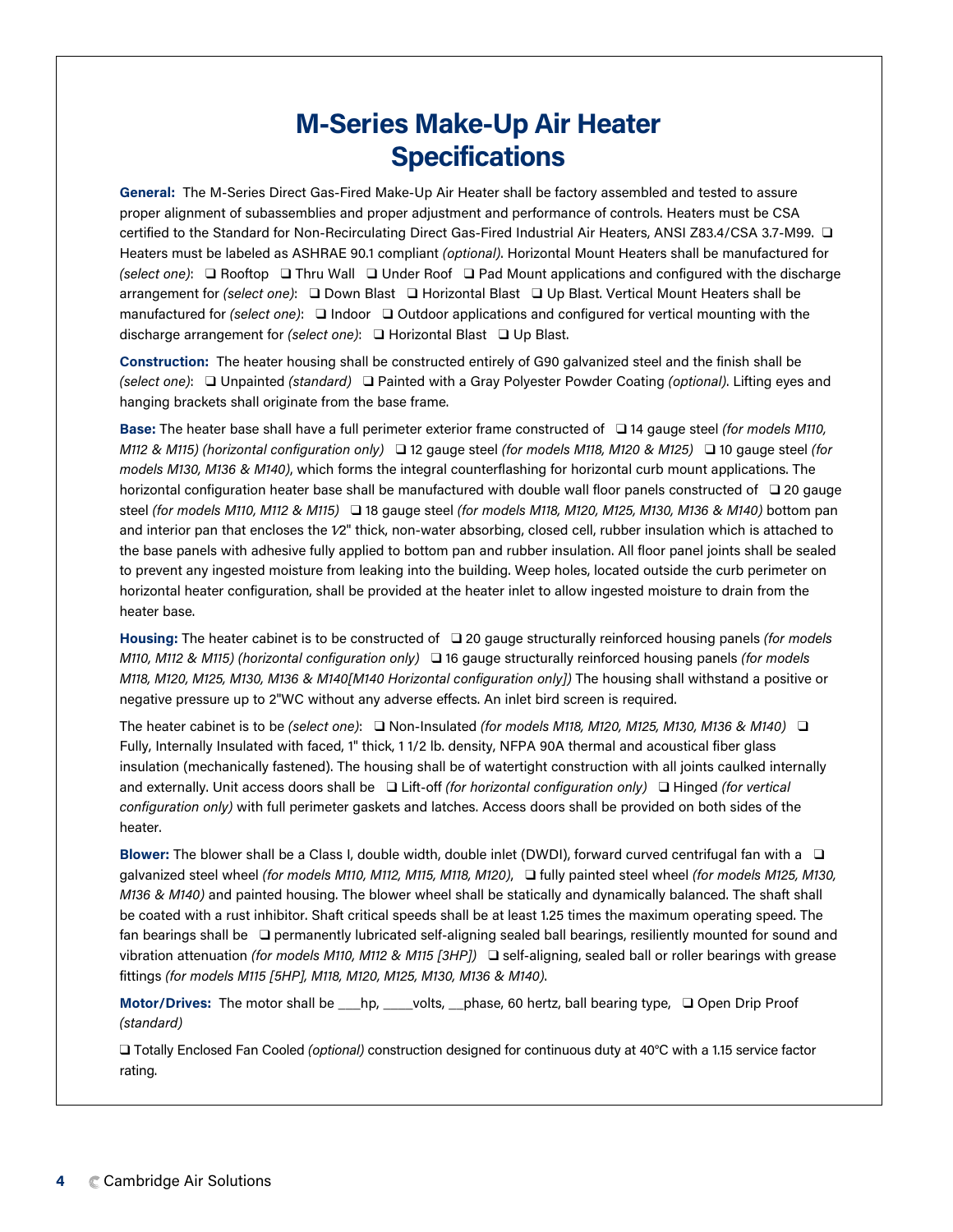# M-Series Make-Up Air Heater Specifications

**General:** The M-Series Direct Gas-Fired Make-Up Air Heater shall be factory assembled and tested to assure proper alignment of subassemblies and proper adjustment and performance of controls. Heaters must be CSA certified to the Standard for Non-Recirculating Direct Gas-Fired Industrial Air Heaters, ANSI Z83.4/CSA 3.7-M99. ❑ Heaters must be labeled as ASHRAE 90.1 compliant *(optional)*. Horizontal Mount Heaters shall be manufactured for *(select one)*: ❑ Rooftop ❑ Thru Wall ❑ Under Roof ❑ Pad Mount applications and configured with the discharge arrangement for *(select one)*: ❑ Down Blast ❑ Horizontal Blast ❑ Up Blast. Vertical Mount Heaters shall be manufactured for *(select one)*: ❑ Indoor ❑ Outdoor applications and configured for vertical mounting with the discharge arrangement for *(select one)*: ❑ Horizontal Blast ❑ Up Blast.

**Construction:** The heater housing shall be constructed entirely of G90 galvanized steel and the finish shall be *(select one)*: ❑ Unpainted *(standard)* ❑ Painted with a Gray Polyester Powder Coating *(optional)*. Lifting eyes and hanging brackets shall originate from the base frame.

**Base:** The heater base shall have a full perimeter exterior frame constructed of ❑ 14 gauge steel *(for models M110, M112 & M115) (horizontal configuration only)* ❑ 12 gauge steel *(for models M118, M120 & M125)* ❑ 10 gauge steel *(for models M130, M136 & M140)*, which forms the integral counterflashing for horizontal curb mount applications. The horizontal configuration heater base shall be manufactured with double wall floor panels constructed of ❑ 20 gauge steel *(for models M110, M112 & M115)* ❑ 18 gauge steel *(for models M118, M120, M125, M130, M136 & M140)* bottom pan and interior pan that encloses the 1⁄2" thick, non-water absorbing, closed cell, rubber insulation which is attached to the base panels with adhesive fully applied to bottom pan and rubber insulation. All floor panel joints shall be sealed to prevent any ingested moisture from leaking into the building. Weep holes, located outside the curb perimeter on horizontal heater configuration, shall be provided at the heater inlet to allow ingested moisture to drain from the heater base.

**Housing:** The heater cabinet is to be constructed of ❑ 20 gauge structurally reinforced housing panels *(for models M110, M112 & M115) (horizontal configuration only)* ❑ 16 gauge structurally reinforced housing panels *(for models M118, M120, M125, M130, M136 & M140[M140 Horizontal configuration only])* The housing shall withstand a positive or negative pressure up to 2"WC without any adverse effects. An inlet bird screen is required.

The heater cabinet is to be *(select one)*: ❑ Non-Insulated *(for models M118, M120, M125, M130, M136 & M140)* ❑ Fully, Internally Insulated with faced, 1" thick, 1 1/2 lb. density, NFPA 90A thermal and acoustical fiber glass insulation (mechanically fastened). The housing shall be of watertight construction with all joints caulked internally and externally. Unit access doors shall be ❑ Lift-off *(for horizontal configuration only)* ❑ Hinged *(for vertical configuration only)* with full perimeter gaskets and latches. Access doors shall be provided on both sides of the heater.

**Blower:** The blower shall be a Class I, double width, double inlet (DWDI), forward curved centrifugal fan with a ❑ galvanized steel wheel *(for models M110, M112, M115, M118, M120)*, ❑ fully painted steel wheel *(for models M125, M130, M136 & M140)* and painted housing. The blower wheel shall be statically and dynamically balanced. The shaft shall be coated with a rust inhibitor. Shaft critical speeds shall be at least 1.25 times the maximum operating speed. The fan bearings shall be ❑ permanently lubricated self-aligning sealed ball bearings, resiliently mounted for sound and vibration attenuation *(for models M110, M112 & M115 [3HP])* ❑ self-aligning, sealed ball or roller bearings with grease fittings *(for models M115 [5HP], M118, M120, M125, M130, M136 & M140)*.

**Motor/Drives:** The motor shall be ___hp, ____volts, __phase, 60 hertz, ball bearing type, ❑ Open Drip Proof *(standard)*

❑ Totally Enclosed Fan Cooled *(optional)* construction designed for continuous duty at 40°C with a 1.15 service factor rating.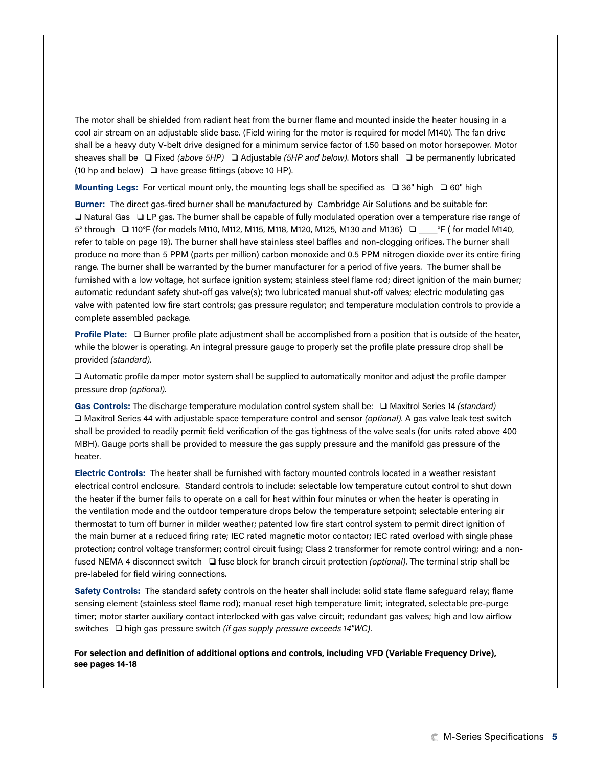The motor shall be shielded from radiant heat from the burner flame and mounted inside the heater housing in a cool air stream on an adjustable slide base. (Field wiring for the motor is required for model M140). The fan drive shall be a heavy duty V-belt drive designed for a minimum service factor of 1.50 based on motor horsepower. Motor sheaves shall be ❑ Fixed *(above 5HP)* ❑ Adjustable *(5HP and below)*. Motors shall ❑ be permanently lubricated (10 hp and below) ❑ have grease fittings (above 10 HP).

**Mounting Legs:** For vertical mount only, the mounting legs shall be specified as ❑ 36" high ❑ 60" high

**Burner:** The direct gas-fired burner shall be manufactured by Cambridge Air Solutions and be suitable for: ❑ Natural Gas ❑ LP gas. The burner shall be capable of fully modulated operation over a temperature rise range of 5° through ❑ 110°F (for models M110, M112, M115, M118, M120, M125, M130 and M136) ❑ ____°F ( for model M140, refer to table on page 19). The burner shall have stainless steel baffles and non-clogging orifices. The burner shall produce no more than 5 PPM (parts per million) carbon monoxide and 0.5 PPM nitrogen dioxide over its entire firing range. The burner shall be warranted by the burner manufacturer for a period of five years. The burner shall be furnished with a low voltage, hot surface ignition system; stainless steel flame rod; direct ignition of the main burner; automatic redundant safety shut-off gas valve(s); two lubricated manual shut-off valves; electric modulating gas valve with patented low fire start controls; gas pressure regulator; and temperature modulation controls to provide a complete assembled package.

**Profile Plate:** ❑ Burner profile plate adjustment shall be accomplished from a position that is outside of the heater, while the blower is operating. An integral pressure gauge to properly set the profile plate pressure drop shall be provided *(standard)*.

❑ Automatic profile damper motor system shall be supplied to automatically monitor and adjust the profile damper pressure drop *(optional)*.

**Gas Controls:** The discharge temperature modulation control system shall be: ❑ Maxitrol Series 14 *(standard)* ❑ Maxitrol Series 44 with adjustable space temperature control and sensor *(optional)*. A gas valve leak test switch shall be provided to readily permit field verification of the gas tightness of the valve seals (for units rated above 400 MBH). Gauge ports shall be provided to measure the gas supply pressure and the manifold gas pressure of the heater.

**Electric Controls:** The heater shall be furnished with factory mounted controls located in a weather resistant electrical control enclosure. Standard controls to include: selectable low temperature cutout control to shut down the heater if the burner fails to operate on a call for heat within four minutes or when the heater is operating in the ventilation mode and the outdoor temperature drops below the temperature setpoint; selectable entering air thermostat to turn off burner in milder weather; patented low fire start control system to permit direct ignition of the main burner at a reduced firing rate; IEC rated magnetic motor contactor; IEC rated overload with single phase protection; control voltage transformer; control circuit fusing; Class 2 transformer for remote control wiring; and a non-fused NEMA 4 disconnect switch ❑ fuse block for branch circuit protection *(optional)*. The terminal strip shall be pre-labeled for field wiring connections.

**Safety Controls:** The standard safety controls on the heater shall include: solid state flame safeguard relay; flame sensing element (stainless steel flame rod); manual reset high temperature limit; integrated, selectable pre-purge timer; motor starter auxiliary contact interlocked with gas valve circuit; redundant gas valves; high and low airflow switches ❑ high gas pressure switch *(if gas supply pressure exceeds 14"WC)*.

**For selection and definition of additional options and controls, including VFD (Variable Frequency Drive), see pages 14-18**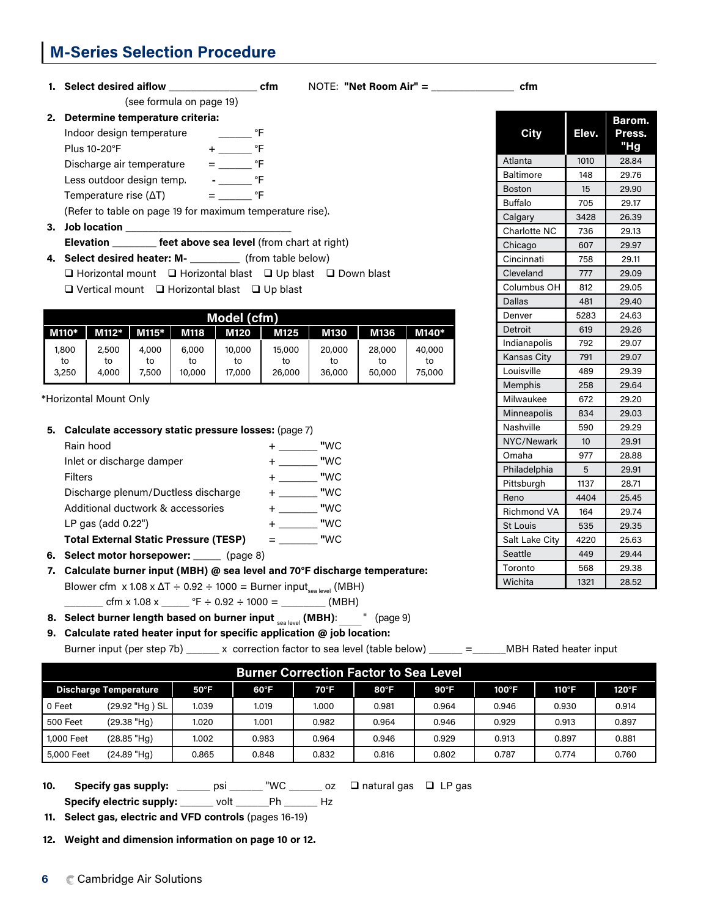## M-Series Selection Procedure

1. **Select desired airflow** _______________ **cfm** NOTE: **"Net Room Air" =** _______________ **cfm**
   (see formula on page 19)
2. **Determine temperature criteria:**
   Indoor design temperature ______ °F
   Plus 10-20°F + ______ °F
   Discharge air temperature = ______ °F
   Less outdoor design temp. - ______ °F
   Temperature rise (ΔT) = ______ °F
   (Refer to table on page 19 for maximum temperature rise).
3. **Job location** _________________________
   **Elevation** ________ **feet above sea level** (from chart at right)
4. **Select desired heater: M-** _________ (from table below)
   ❑ Horizontal mount ❑ Horizontal blast ❑ Up blast ❑ Down blast
   ❑ Vertical mount ❑ Horizontal blast ❑ Up blast

| Model (cfm) | | | | | | | | |
|---|---|---|---|---|---|---|---|---|
| M110* | M112* | M115* | M118 | M120 | M125 | M130 | M136 | M140* |
| 1,800 to 3,250 | 2,500 to 4,000 | 4,000 to 7,500 | 6,000 to 10,000 | 10,000 to 17,000 | 15,000 to 26,000 | 20,000 to 36,000 | 28,000 to 50,000 | 40,000 to 75,000 |

*Horizontal Mount Only

| City | Elev. | Barom. Press. "Hg |
|---|---|---|
| Atlanta | 1010 | 28.84 |
| Baltimore | 148 | 29.76 |
| Boston | 15 | 29.90 |
| Buffalo | 705 | 29.17 |
| Calgary | 3428 | 26.39 |
| Charlotte NC | 736 | 29.13 |
| Chicago | 607 | 29.97 |
| Cincinnati | 758 | 29.11 |
| Cleveland | 777 | 29.09 |
| Columbus OH | 812 | 29.05 |
| Dallas | 481 | 29.40 |
| Denver | 5283 | 24.63 |
| Detroit | 619 | 29.26 |
| Indianapolis | 792 | 29.07 |
| Kansas City | 791 | 29.07 |
| Louisville | 489 | 29.39 |
| Memphis | 258 | 29.64 |
| Milwaukee | 672 | 29.20 |
| Minneapolis | 834 | 29.03 |
| Nashville | 590 | 29.29 |
| NYC/Newark | 10 | 29.91 |
| Omaha | 977 | 28.88 |
| Philadelphia | 5 | 29.91 |
| Pittsburgh | 1137 | 28.71 |
| Reno | 4404 | 25.45 |
| Richmond VA | 164 | 29.74 |
| St Louis | 535 | 29.35 |
| Salt Lake City | 4220 | 25.63 |
| Seattle | 449 | 29.44 |
| Toronto | 568 | 29.38 |
| Wichita | 1321 | 28.52 |

5. **Calculate accessory static pressure losses:** (page 7)
   Rain hood + _______ "WC
   Inlet or discharge damper + _______ "WC
   Filters + _______ "WC
   Discharge plenum/Ductless discharge + _______ "WC
   Additional ductwork & accessories + _______ "WC
   LP gas (add 0.22") + _______ "WC
   **Total External Static Pressure (TESP)** = _______ "WC
6. **Select motor horsepower:** _____ (page 8)
7. **Calculate burner input (MBH) @ sea level and 70°F discharge temperature:**
   Blower cfm x 1.08 x ΔT ÷ 0.92 ÷ 1000 = Burner input$_{\text{sea level}}$ (MBH)
   _______ cfm x 1.08 x _____ °F ÷ 0.92 ÷ 1000 = ________ (MBH)
8. **Select burner length based on burner input** $_{\text{sea level}}$ **(MBH)**: ____ " (page 9)
9. **Calculate rated heater input for specific application @ job location:**
   Burner input (per step 7b) ______ x correction factor to sea level (table below) ______ =______MBH Rated heater input

| Burner Correction Factor to Sea Level | | | | | | | | | |
|---|---|---|---|---|---|---|---|---|---|
| Discharge Temperature | | 50°F | 60°F | 70°F | 80°F | 90°F | 100°F | 110°F | 120°F |
| 0 Feet | (29.92 "Hg ) SL | 1.039 | 1.019 | 1.000 | 0.981 | 0.964 | 0.946 | 0.930 | 0.914 |
| 500 Feet | (29.38 "Hg) | 1.020 | 1.001 | 0.982 | 0.964 | 0.946 | 0.929 | 0.913 | 0.897 |
| 1,000 Feet | (28.85 "Hg) | 1.002 | 0.983 | 0.964 | 0.946 | 0.929 | 0.913 | 0.897 | 0.881 |
| 5,000 Feet | (24.89 "Hg) | 0.865 | 0.848 | 0.832 | 0.816 | 0.802 | 0.787 | 0.774 | 0.760 |

10. **Specify gas supply:** ______ psi ______ "WC ______ oz ❑ natural gas ❑ LP gas
    **Specify electric supply:** ______ volt ______Ph ______ Hz
11. **Select gas, electric and VFD controls** (pages 16-19)
12. **Weight and dimension information on page 10 or 12.**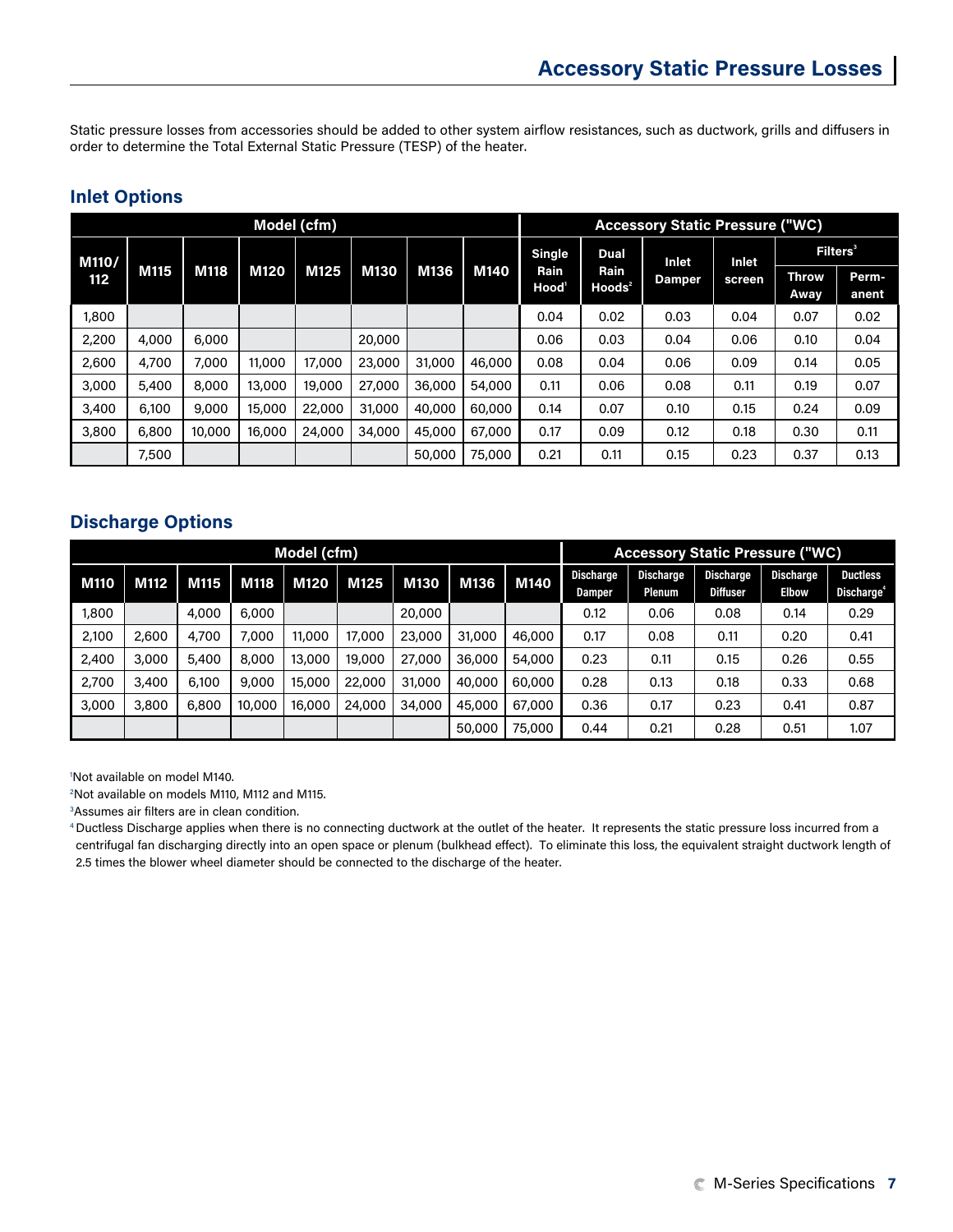# Accessory Static Pressure Losses

Static pressure losses from accessories should be added to other system airflow resistances, such as ductwork, grills and diffusers in order to determine the Total External Static Pressure (TESP) of the heater.

## Inlet Options

| Model (cfm) | | | | | | | | Accessory Static Pressure ("WC) | | | | | |
|---|---|---|---|---|---|---|---|---|---|---|---|---|---|
| M110/112 | M115 | M118 | M120 | M125 | M130 | M136 | M140 | Single Rain Hood[1] | Dual Rain Hoods[2] | Inlet Damper | Inlet screen | Filters[3] Throw Away | Filters[3] Perm-anent |
| 1,800 | | | | | | | | 0.04 | 0.02 | 0.03 | 0.04 | 0.07 | 0.02 |
| 2,200 | 4,000 | 6,000 | | | 20,000 | | | 0.06 | 0.03 | 0.04 | 0.06 | 0.10 | 0.04 |
| 2,600 | 4,700 | 7,000 | 11,000 | 17,000 | 23,000 | 31,000 | 46,000 | 0.08 | 0.04 | 0.06 | 0.09 | 0.14 | 0.05 |
| 3,000 | 5,400 | 8,000 | 13,000 | 19,000 | 27,000 | 36,000 | 54,000 | 0.11 | 0.06 | 0.08 | 0.11 | 0.19 | 0.07 |
| 3,400 | 6,100 | 9,000 | 15,000 | 22,000 | 31,000 | 40,000 | 60,000 | 0.14 | 0.07 | 0.10 | 0.15 | 0.24 | 0.09 |
| 3,800 | 6,800 | 10,000 | 16,000 | 24,000 | 34,000 | 45,000 | 67,000 | 0.17 | 0.09 | 0.12 | 0.18 | 0.30 | 0.11 |
| | 7,500 | | | | | 50,000 | 75,000 | 0.21 | 0.11 | 0.15 | 0.23 | 0.37 | 0.13 |

## Discharge Options

| Model (cfm) | | | | | | | | | Accessory Static Pressure ("WC) | | | | |
|---|---|---|---|---|---|---|---|---|---|---|---|---|---|
| M110 | M112 | M115 | M118 | M120 | M125 | M130 | M136 | M140 | Discharge Damper | Discharge Plenum | Discharge Diffuser | Discharge Elbow | Ductless Discharge[4] |
| 1,800 | | 4,000 | 6,000 | | | 20,000 | | | 0.12 | 0.06 | 0.08 | 0.14 | 0.29 |
| 2,100 | 2,600 | 4,700 | 7,000 | 11,000 | 17,000 | 23,000 | 31,000 | 46,000 | 0.17 | 0.08 | 0.11 | 0.20 | 0.41 |
| 2,400 | 3,000 | 5,400 | 8,000 | 13,000 | 19,000 | 27,000 | 36,000 | 54,000 | 0.23 | 0.11 | 0.15 | 0.26 | 0.55 |
| 2,700 | 3,400 | 6,100 | 9,000 | 15,000 | 22,000 | 31,000 | 40,000 | 60,000 | 0.28 | 0.13 | 0.18 | 0.33 | 0.68 |
| 3,000 | 3,800 | 6,800 | 10,000 | 16,000 | 24,000 | 34,000 | 45,000 | 67,000 | 0.36 | 0.17 | 0.23 | 0.41 | 0.87 |
| | | | | | | | 50,000 | 75,000 | 0.44 | 0.21 | 0.28 | 0.51 | 1.07 |

[1]Not available on model M140.

[2]Not available on models M110, M112 and M115.

[3]Assumes air filters are in clean condition.

[4]Ductless Discharge applies when there is no connecting ductwork at the outlet of the heater. It represents the static pressure loss incurred from a centrifugal fan discharging directly into an open space or plenum (bulkhead effect). To eliminate this loss, the equivalent straight ductwork length of 2.5 times the blower wheel diameter should be connected to the discharge of the heater.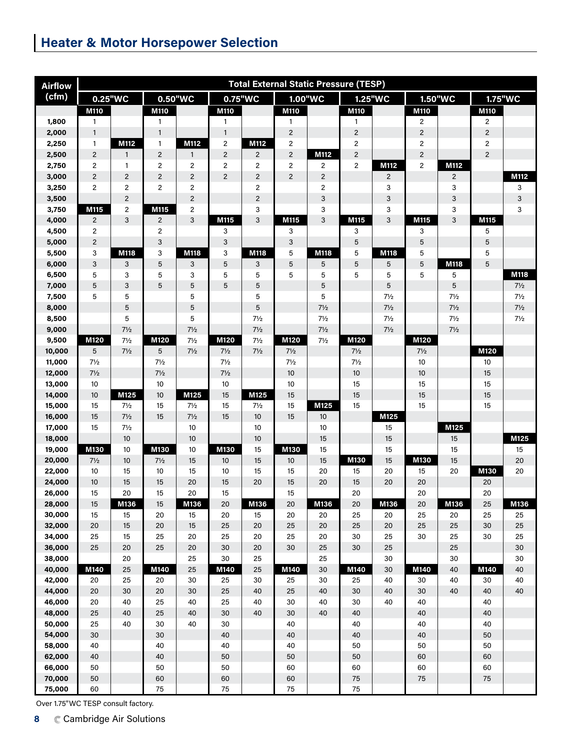## Heater & Motor Horsepower Selection

| Airflow (cfm) | Total External Static Pressure (TESP) | | | | | | | | | | | | | |
|---|---|---|---|---|---|---|---|---|---|---|---|---|---|---|
| | 0.25"WC | | 0.50"WC | | 0.75"WC | | 1.00"WC | | 1.25"WC | | 1.50"WC | | 1.75"WC | |
| | **M110** | | **M110** | | **M110** | | **M110** | | **M110** | | **M110** | | **M110** | |
| **1,800** | 1 | | 1 | | 1 | | 1 | | 1 | | 2 | | 2 | |
| **2,000** | 1 | | 1 | | 1 | | 2 | | 2 | | 2 | | 2 | |
| **2,250** | 1 | **M112** | 1 | **M112** | 2 | **M112** | 2 | | 2 | | 2 | | 2 | |
| **2,500** | 2 | 1 | 2 | 1 | 2 | 2 | 2 | **M112** | 2 | | 2 | | 2 | |
| **2,750** | 2 | 1 | 2 | 2 | 2 | 2 | 2 | 2 | 2 | **M112** | 2 | **M112** | | |
| **3,000** | 2 | 2 | 2 | 2 | 2 | 2 | 2 | 2 | | 2 | | 2 | | **M112** |
| **3,250** | 2 | 2 | 2 | 2 | | 2 | | 2 | | 3 | | 3 | | 3 |
| **3,500** | | 2 | | 2 | | 2 | | 3 | | 3 | | 3 | | 3 |
| **3,750** | **M115** | 2 | **M115** | 2 | | 3 | | 3 | | 3 | | 3 | | 3 |
| **4,000** | 2 | 3 | 2 | 3 | **M115** | 3 | **M115** | 3 | **M115** | 3 | **M115** | 3 | **M115** | |
| **4,500** | 2 | | 2 | | 3 | | 3 | | 3 | | 3 | | 5 | |
| **5,000** | 2 | | 3 | | 3 | | 3 | | 5 | | 5 | | 5 | |
| **5,500** | 3 | **M118** | 3 | **M118** | 3 | **M118** | 5 | **M118** | 5 | **M118** | 5 | | 5 | |
| **6,000** | 3 | 3 | 5 | 3 | 5 | 3 | 5 | 5 | 5 | 5 | 5 | **M118** | 5 | |
| **6,500** | 5 | 3 | 5 | 3 | 5 | 5 | 5 | 5 | 5 | 5 | 5 | 5 | | **M118** |
| **7,000** | 5 | 3 | 5 | 5 | 5 | 5 | | 5 | | 5 | | 5 | | 7½ |
| **7,500** | 5 | 5 | | 5 | | 5 | | 5 | | 7½ | | 7½ | | 7½ |
| **8,000** | | 5 | | 5 | | 5 | | 7½ | | 7½ | | 7½ | | 7½ |
| **8,500** | | 5 | | 5 | | 7½ | | 7½ | | 7½ | | 7½ | | 7½ |
| **9,000** | | 7½ | | 7½ | | 7½ | | 7½ | | 7½ | | 7½ | | |
| **9,500** | **M120** | 7½ | **M120** | 7½ | **M120** | 7½ | **M120** | 7½ | **M120** | | **M120** | | | |
| **10,000** | 5 | 7½ | 5 | 7½ | 7½ | 7½ | 7½ | | 7½ | | 7½ | | **M120** | |
| **11,000** | 7½ | | 7½ | | 7½ | | 7½ | | 7½ | | 10 | | 10 | |
| **12,000** | 7½ | | 7½ | | 7½ | | 10 | | 10 | | 10 | | 15 | |
| **13,000** | 10 | | 10 | | 10 | | 10 | | 15 | | 15 | | 15 | |
| **14,000** | 10 | **M125** | 10 | **M125** | 15 | **M125** | 15 | | 15 | | 15 | | 15 | |
| **15,000** | 15 | 7½ | 15 | 7½ | 15 | 7½ | 15 | **M125** | 15 | | 15 | | 15 | |
| **16,000** | 15 | 7½ | 15 | 7½ | 15 | 10 | 15 | 10 | | **M125** | | | | |
| **17,000** | 15 | 7½ | | 10 | | 10 | | 10 | | 15 | | **M125** | | |
| **18,000** | | 10 | | 10 | | 10 | | 15 | | 15 | | 15 | | **M125** |
| **19,000** | **M130** | 10 | **M130** | 10 | **M130** | 15 | **M130** | 15 | | 15 | | 15 | | 15 |
| **20,000** | 7½ | 10 | 7½ | 15 | 10 | 15 | 10 | 15 | **M130** | 15 | **M130** | 15 | | 20 |
| **22,000** | 10 | 15 | 10 | 15 | 10 | 15 | 15 | 20 | 15 | 20 | 15 | 20 | **M130** | 20 |
| **24,000** | 10 | 15 | 15 | 20 | 15 | 20 | 15 | 20 | 15 | 20 | 20 | | 20 | |
| **26,000** | 15 | 20 | 15 | 20 | 15 | | 15 | | 20 | | 20 | | 20 | |
| **28,000** | 15 | **M136** | 15 | **M136** | 20 | **M136** | 20 | **M136** | 20 | **M136** | 20 | **M136** | 25 | **M136** |
| **30,000** | 15 | 15 | 20 | 15 | 20 | 15 | 20 | 20 | 25 | 20 | 25 | 20 | 25 | 25 |
| **32,000** | 20 | 15 | 20 | 15 | 25 | 20 | 25 | 20 | 25 | 20 | 25 | 25 | 30 | 25 |
| **34,000** | 25 | 15 | 25 | 20 | 25 | 20 | 25 | 20 | 30 | 25 | 30 | 25 | 30 | 25 |
| **36,000** | 25 | 20 | 25 | 20 | 30 | 20 | 30 | 25 | 30 | 25 | | 25 | | 30 |
| **38,000** | | 20 | | 25 | 30 | 25 | | 25 | | 30 | | 30 | | 30 |
| **40,000** | **M140** | 25 | **M140** | 25 | **M140** | 25 | **M140** | 30 | **M140** | 30 | **M140** | 40 | **M140** | 40 |
| **42,000** | 20 | 25 | 20 | 30 | 25 | 30 | 25 | 30 | 25 | 40 | 30 | 40 | 30 | 40 |
| **44,000** | 20 | 30 | 20 | 30 | 25 | 40 | 25 | 40 | 30 | 40 | 30 | 40 | 40 | 40 |
| **46,000** | 20 | 40 | 25 | 40 | 25 | 40 | 30 | 40 | 30 | 40 | 40 | | 40 | |
| **48,000** | 25 | 40 | 25 | 40 | 30 | 40 | 30 | 40 | 40 | | 40 | | 40 | |
| **50,000** | 25 | 40 | 30 | 40 | 30 | | 40 | | 40 | | 40 | | 40 | |
| **54,000** | 30 | | 30 | | 40 | | 40 | | 40 | | 40 | | 50 | |
| **58,000** | 40 | | 40 | | 40 | | 40 | | 50 | | 50 | | 50 | |
| **62,000** | 40 | | 40 | | 50 | | 50 | | 50 | | 60 | | 60 | |
| **66,000** | 50 | | 50 | | 50 | | 60 | | 60 | | 60 | | 60 | |
| **70,000** | 50 | | 60 | | 60 | | 60 | | 75 | | 75 | | 75 | |
| **75,000** | 60 | | 75 | | 75 | | 75 | | 75 | | | | | |

Over 1.75"WC TESP consult factory.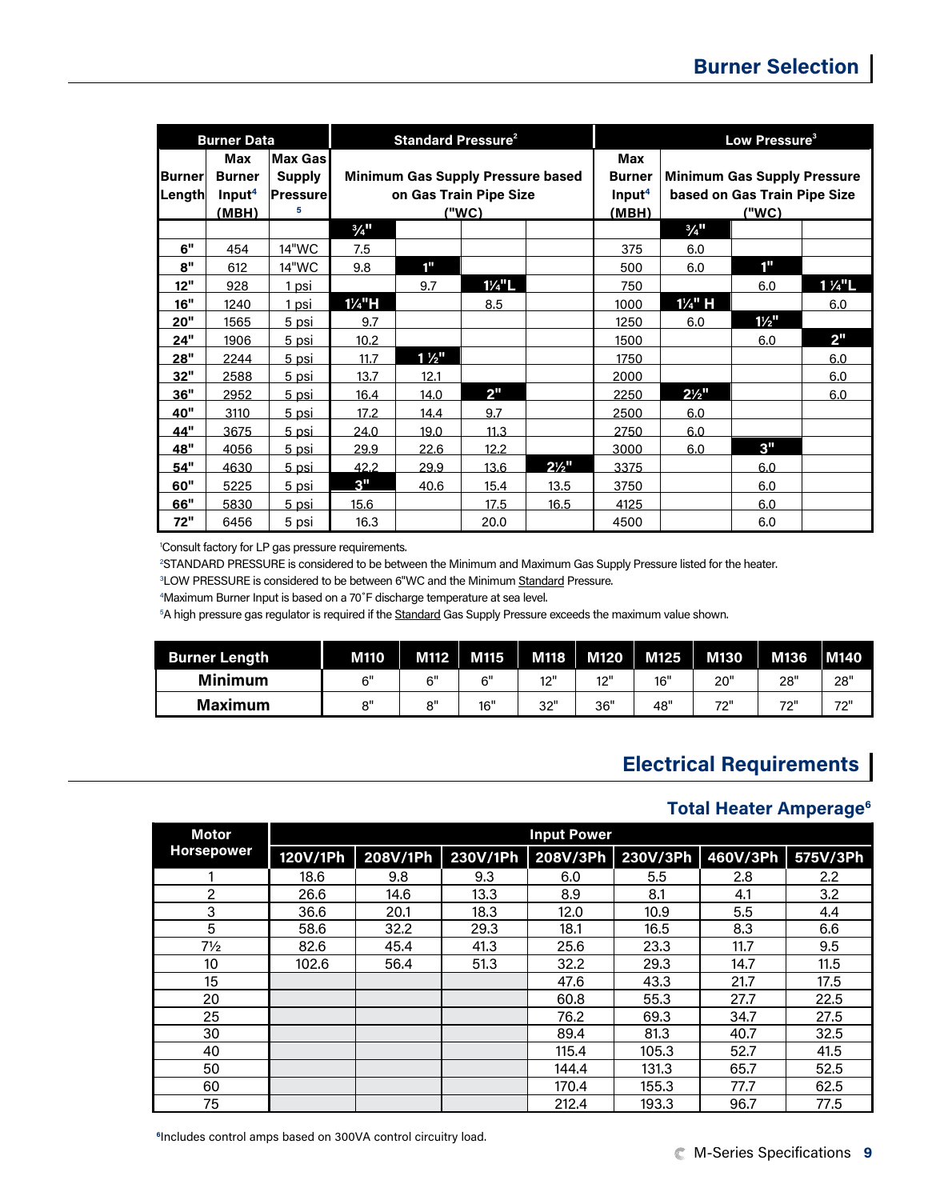## Burner Selection

| Burner Data | | | Standard Pressure[2] | | | | Low Pressure[3] | | | |
|---|---|---|---|---|---|---|---|---|---|---|
| Burner Length | Max Burner Input[4] (MBH) | Max Gas Supply Pressure[5] | Minimum Gas Supply Pressure based on Gas Train Pipe Size ("WC) | | | | Max Burner Input[4] (MBH) | Minimum Gas Supply Pressure based on Gas Train Pipe Size ("WC) | | |
| | | | **¾"** | | | | | **¾"** | | |
| **6"** | 454 | 14"WC | 7.5 | | | | 375 | 6.0 | | |
| **8"** | 612 | 14"WC | 9.8 | **1"** | | | 500 | 6.0 | **1"** | |
| **12"** | 928 | 1 psi | | 9.7 | **1¼"L** | | 750 | | 6.0 | **1¼"L** |
| **16"** | 1240 | 1 psi | **1¼"H** | | 8.5 | | 1000 | **1¼" H** | | 6.0 |
| **20"** | 1565 | 5 psi | 9.7 | | | | 1250 | 6.0 | **1½"** | |
| **24"** | 1906 | 5 psi | 10.2 | | | | 1500 | | 6.0 | **2"** |
| **28"** | 2244 | 5 psi | 11.7 | **1½"** | | | 1750 | | | 6.0 |
| **32"** | 2588 | 5 psi | 13.7 | 12.1 | | | 2000 | | | 6.0 |
| **36"** | 2952 | 5 psi | 16.4 | 14.0 | **2"** | | 2250 | **2½"** | | 6.0 |
| **40"** | 3110 | 5 psi | 17.2 | 14.4 | 9.7 | | 2500 | 6.0 | | |
| **44"** | 3675 | 5 psi | 24.0 | 19.0 | 11.3 | | 2750 | 6.0 | | |
| **48"** | 4056 | 5 psi | 29.9 | 22.6 | 12.2 | | 3000 | 6.0 | **3"** | |
| **54"** | 4630 | 5 psi | 42.2 | 29.9 | 13.6 | **2½"** | 3375 | | 6.0 | |
| **60"** | 5225 | 5 psi | **3"** | 40.6 | 15.4 | 13.5 | 3750 | | 6.0 | |
| **66"** | 5830 | 5 psi | 15.6 | | 17.5 | 16.5 | 4125 | | 6.0 | |
| **72"** | 6456 | 5 psi | 16.3 | | 20.0 | | 4500 | | 6.0 | |

[1]Consult factory for LP gas pressure requirements.
[2]STANDARD PRESSURE is considered to be between the Minimum and Maximum Gas Supply Pressure listed for the heater.
[3]LOW PRESSURE is considered to be between 6"WC and the Minimum Standard Pressure.
[4]Maximum Burner Input is based on a 70˚F discharge temperature at sea level.
[5]A high pressure gas regulator is required if the Standard Gas Supply Pressure exceeds the maximum value shown.

| Burner Length | M110 | M112 | M115 | M118 | M120 | M125 | M130 | M136 | M140 |
|---|---|---|---|---|---|---|---|---|---|
| **Minimum** | 6" | 6" | 6" | 12" | 12" | 16" | 20" | 28" | 28" |
| **Maximum** | 8" | 8" | 16" | 32" | 36" | 48" | 72" | 72" | 72" |

## Electrical Requirements

### Total Heater Amperage[6]

| Motor Horsepower | Input Power | | | | | | |
|---|---|---|---|---|---|---|---|
| | 120V/1Ph | 208V/1Ph | 230V/1Ph | 208V/3Ph | 230V/3Ph | 460V/3Ph | 575V/3Ph |
| 1 | 18.6 | 9.8 | 9.3 | 6.0 | 5.5 | 2.8 | 2.2 |
| 2 | 26.6 | 14.6 | 13.3 | 8.9 | 8.1 | 4.1 | 3.2 |
| 3 | 36.6 | 20.1 | 18.3 | 12.0 | 10.9 | 5.5 | 4.4 |
| 5 | 58.6 | 32.2 | 29.3 | 18.1 | 16.5 | 8.3 | 6.6 |
| 7½ | 82.6 | 45.4 | 41.3 | 25.6 | 23.3 | 11.7 | 9.5 |
| 10 | 102.6 | 56.4 | 51.3 | 32.2 | 29.3 | 14.7 | 11.5 |
| 15 | | | | 47.6 | 43.3 | 21.7 | 17.5 |
| 20 | | | | 60.8 | 55.3 | 27.7 | 22.5 |
| 25 | | | | 76.2 | 69.3 | 34.7 | 27.5 |
| 30 | | | | 89.4 | 81.3 | 40.7 | 32.5 |
| 40 | | | | 115.4 | 105.3 | 52.7 | 41.5 |
| 50 | | | | 144.4 | 131.3 | 65.7 | 52.5 |
| 60 | | | | 170.4 | 155.3 | 77.7 | 62.5 |
| 75 | | | | 212.4 | 193.3 | 96.7 | 77.5 |

[6]Includes control amps based on 300VA control circuitry load.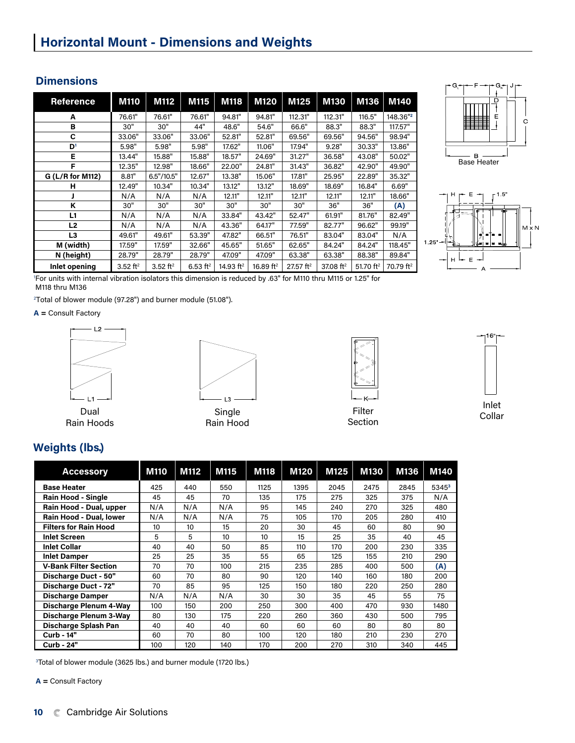# Horizontal Mount - Dimensions and Weights

## Dimensions

| Reference | M110 | M112 | M115 | M118 | M120 | M125 | M130 | M136 | M140 |
|---|---|---|---|---|---|---|---|---|---|
| A | 76.61" | 76.61" | 76.61" | 94.81" | 94.81" | 112.31" | 112.31" | 116.5" | 148.36"[2] |
| B | 30" | 30" | 44" | 48.6" | 54.6" | 66.6" | 88.3" | 88.3" | 117.57" |
| C | 33.06" | 33.06" | 33.06" | 52.81" | 52.81" | 69.56" | 69.56" | 94.56" | 98.94" |
| D[1] | 5.98" | 5.98" | 5.98" | 17.62" | 11.06" | 17.94" | 9.28" | 30.33" | 13.86" |
| E | 13.44" | 15.88" | 15.88" | 18.57" | 24.69" | 31.27" | 36.58" | 43.08" | 50.02" |
| F | 12.35" | 12.98" | 18.66" | 22.00" | 24.81" | 31.43" | 36.82" | 42.90" | 49.90" |
| G (L/R for M112) | 8.81" | 6.5"/10.5" | 12.67" | 13.38" | 15.06" | 17.81" | 25.95" | 22.89" | 35.32" |
| H | 12.49" | 10.34" | 10.34" | 13.12" | 13.12" | 18.69" | 18.69" | 16.84" | 6.69" |
| J | N/A | N/A | N/A | 12.11" | 12.11" | 12.11" | 12.11" | 12.11" | 18.66" |
| K | 30" | 30" | 30" | 30" | 30" | 30" | 36" | 36" | (A) |
| L1 | N/A | N/A | N/A | 33.84" | 43.42" | 52.47" | 61.91" | 81.76" | 82.49" |
| L2 | N/A | N/A | N/A | 43.36" | 64.17" | 77.59" | 82.77" | 96.62" | 99.19" |
| L3 | 49.61" | 49.61" | 53.39" | 47.82" | 66.51" | 76.51" | 83.04" | 83.04" | N/A |
| M (width) | 17.59" | 17.59" | 32.66" | 45.65" | 51.65" | 62.65" | 84.24" | 84.24" | 118.45" |
| N (height) | 28.79" | 28.79" | 28.79" | 47.09" | 47.09" | 63.38" | 63.38" | 88.38" | 89.84" |
| Inlet opening | 3.52 ft² | 3.52 ft² | 6.53 ft² | 14.93 ft² | 16.89 ft² | 27.57 ft² | 37.08 ft² | 51.70 ft² | 70.79 ft² |

[1]For units with internal vibration isolators this dimension is reduced by .63" for M110 thru M115 or 1.25" for M118 thru M136

[2]Total of blower module (97.28") and burner module (51.08").

**A** = Consult Factory

Base Heater

Dual Rain Hoods

Single Rain Hood

Filter Section

Inlet Collar

## Weights (lbs.)

| Accessory | M110 | M112 | M115 | M118 | M120 | M125 | M130 | M136 | M140 |
|---|---|---|---|---|---|---|---|---|---|
| Base Heater | 425 | 440 | 550 | 1125 | 1395 | 2045 | 2475 | 2845 | 5345[3] |
| Rain Hood - Single | 45 | 45 | 70 | 135 | 175 | 275 | 325 | 375 | N/A |
| Rain Hood - Dual, upper | N/A | N/A | N/A | 95 | 145 | 240 | 270 | 325 | 480 |
| Rain Hood - Dual, lower | N/A | N/A | N/A | 75 | 105 | 170 | 205 | 280 | 410 |
| Filters for Rain Hood | 10 | 10 | 15 | 20 | 30 | 45 | 60 | 80 | 90 |
| Inlet Screen | 5 | 5 | 10 | 10 | 15 | 25 | 35 | 40 | 45 |
| Inlet Collar | 40 | 40 | 50 | 85 | 110 | 170 | 200 | 230 | 335 |
| Inlet Damper | 25 | 25 | 35 | 55 | 65 | 125 | 155 | 210 | 290 |
| V-Bank Filter Section | 70 | 70 | 100 | 215 | 235 | 285 | 400 | 500 | (A) |
| Discharge Duct - 50" | 60 | 70 | 80 | 90 | 120 | 140 | 160 | 180 | 200 |
| Discharge Duct - 72" | 70 | 85 | 95 | 125 | 150 | 180 | 220 | 250 | 280 |
| Discharge Damper | N/A | N/A | N/A | 30 | 30 | 35 | 45 | 55 | 75 |
| Discharge Plenum 4-Way | 100 | 150 | 200 | 250 | 300 | 400 | 470 | 930 | 1480 |
| Discharge Plenum 3-Way | 80 | 130 | 175 | 220 | 260 | 360 | 430 | 500 | 795 |
| Discharge Splash Pan | 40 | 40 | 40 | 60 | 60 | 60 | 80 | 80 | 80 |
| Curb - 14" | 60 | 70 | 80 | 100 | 120 | 180 | 210 | 230 | 270 |
| Curb - 24" | 100 | 120 | 140 | 170 | 200 | 270 | 310 | 340 | 445 |

[3]Total of blower module (3625 lbs.) and burner module (1720 lbs.)

**A** = Consult Factory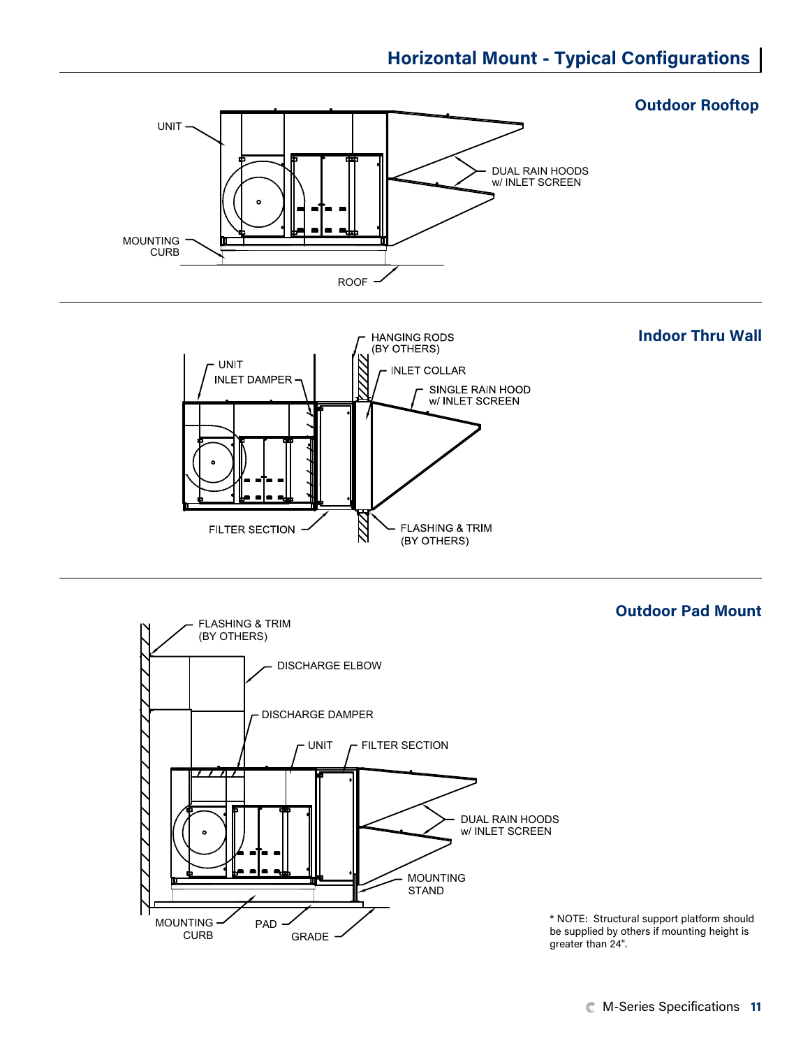# Horizontal Mount - Typical Configurations

## Outdoor Rooftop

UNIT

DUAL RAIN HOODS w/ INLET SCREEN

MOUNTING CURB

ROOF

## Indoor Thru Wall

HANGING RODS (BY OTHERS)

UNIT

INLET DAMPER

INLET COLLAR

SINGLE RAIN HOOD w/ INLET SCREEN

FILTER SECTION

FLASHING & TRIM (BY OTHERS)

## Outdoor Pad Mount

FLASHING & TRIM (BY OTHERS)

DISCHARGE ELBOW

DISCHARGE DAMPER

UNIT

FILTER SECTION

DUAL RAIN HOODS w/ INLET SCREEN

MOUNTING STAND

MOUNTING CURB

PAD

GRADE

* NOTE: Structural support platform should be supplied by others if mounting height is greater than 24".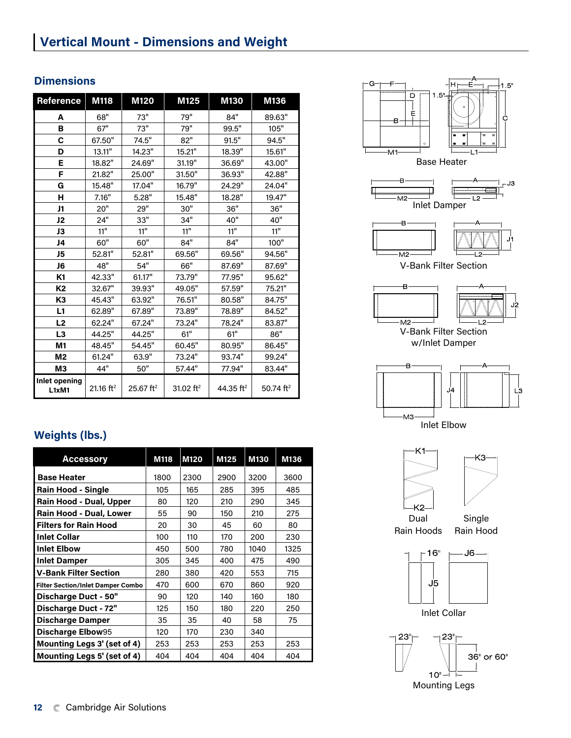# Vertical Mount - Dimensions and Weight

## Dimensions

| Reference | M118 | M120 | M125 | M130 | M136 |
|---|---|---|---|---|---|
| A | 68" | 73" | 79" | 84" | 89.63" |
| B | 67" | 73" | 79" | 99.5" | 105" |
| C | 67.50" | 74.5" | 82" | 91.5" | 94.5" |
| D | 13.11" | 14.23" | 15.21" | 18.39" | 15.61" |
| E | 18.82" | 24.69" | 31.19" | 36.69" | 43.00" |
| F | 21.82" | 25.00" | 31.50" | 36.93" | 42.88" |
| G | 15.48" | 17.04" | 16.79" | 24.29" | 24.04" |
| H | 7.16" | 5.28" | 15.48" | 18.28" | 19.47" |
| J1 | 20" | 29" | 30" | 36" | 36" |
| J2 | 24" | 33" | 34" | 40" | 40" |
| J3 | 11" | 11" | 11" | 11" | 11" |
| J4 | 60" | 60" | 84" | 84" | 100" |
| J5 | 52.81" | 52.81" | 69.56" | 69.56" | 94.56" |
| J6 | 48" | 54" | 66" | 87.69" | 87.69" |
| K1 | 42.33" | 61.17" | 73.79" | 77.95" | 95.62" |
| K2 | 32.67" | 39.93" | 49.05" | 57.59" | 75.21" |
| K3 | 45.43" | 63.92" | 76.51" | 80.58" | 84.75" |
| L1 | 62.89" | 67.89" | 73.89" | 78.89" | 84.52" |
| L2 | 62.24" | 67.24" | 73.24" | 78.24" | 83.87" |
| L3 | 44.25" | 44.25" | 61" | 61" | 86" |
| M1 | 48.45" | 54.45" | 60.45" | 80.95" | 86.45" |
| M2 | 61.24" | 63.9" | 73.24" | 93.74" | 99.24" |
| M3 | 44" | 50" | 57.44" | 77.94" | 83.44" |
| Inlet opening L1xM1 | 21.16 ft² | 25.67 ft² | 31.02 ft² | 44.35 ft² | 50.74 ft² |

## Weights (lbs.)

| Accessory | M118 | M120 | M125 | M130 | M136 |
|---|---|---|---|---|---|
| Base Heater | 1800 | 2300 | 2900 | 3200 | 3600 |
| Rain Hood - Single | 105 | 165 | 285 | 395 | 485 |
| Rain Hood - Dual, Upper | 80 | 120 | 210 | 290 | 345 |
| Rain Hood - Dual, Lower | 55 | 90 | 150 | 210 | 275 |
| Filters for Rain Hood | 20 | 30 | 45 | 60 | 80 |
| Inlet Collar | 100 | 110 | 170 | 200 | 230 |
| Inlet Elbow | 450 | 500 | 780 | 1040 | 1325 |
| Inlet Damper | 305 | 345 | 400 | 475 | 490 |
| V-Bank Filter Section | 280 | 380 | 420 | 553 | 715 |
| Filter Section/Inlet Damper Combo | 470 | 600 | 670 | 860 | 920 |
| Discharge Duct - 50" | 90 | 120 | 140 | 160 | 180 |
| Discharge Duct - 72" | 125 | 150 | 180 | 220 | 250 |
| Discharge Damper | 35 | 35 | 40 | 58 | 75 |
| Discharge Elbow95 | 120 | 170 | 230 | 340 | |
| Mounting Legs 3' (set of 4) | 253 | 253 | 253 | 253 | 253 |
| Mounting Legs 5' (set of 4) | 404 | 404 | 404 | 404 | 404 |

Base Heater

Inlet Damper

V-Bank Filter Section

V-Bank Filter Section w/Inlet Damper

Inlet Elbow

Dual Rain Hoods

Single Rain Hood

Inlet Collar

Mounting Legs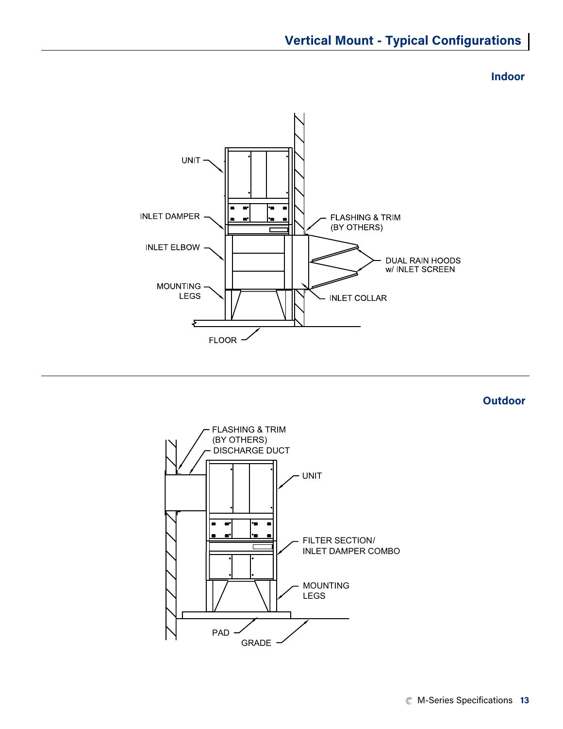# Vertical Mount - Typical Configurations

## Indoor

UNIT

INLET DAMPER

INLET ELBOW

MOUNTING LEGS

FLOOR

FLASHING & TRIM (BY OTHERS)

DUAL RAIN HOODS w/ INLET SCREEN

INLET COLLAR

## Outdoor

FLASHING & TRIM (BY OTHERS)

DISCHARGE DUCT

UNIT

FILTER SECTION/ INLET DAMPER COMBO

MOUNTING LEGS

PAD

GRADE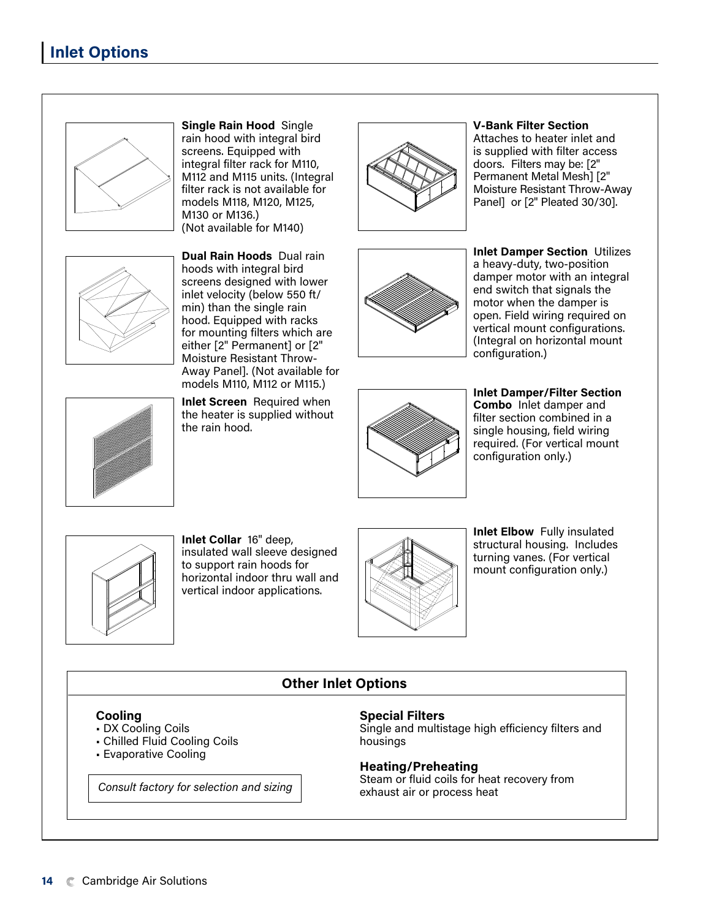# Inlet Options

**Single Rain Hood** Single rain hood with integral bird screens. Equipped with integral filter rack for M110, M112 and M115 units. (Integral filter rack is not available for models M118, M120, M125, M130 or M136.) (Not available for M140)

**Dual Rain Hoods** Dual rain hoods with integral bird screens designed with lower inlet velocity (below 550 ft/min) than the single rain hood. Equipped with racks for mounting filters which are either [2" Permanent] or [2" Moisture Resistant Throw-Away Panel]. (Not available for models M110, M112 or M115.)

**Inlet Screen** Required when the heater is supplied without the rain hood.

**Inlet Collar** 16" deep, insulated wall sleeve designed to support rain hoods for horizontal indoor thru wall and vertical indoor applications.

**V-Bank Filter Section** Attaches to heater inlet and is supplied with filter access doors. Filters may be: [2" Permanent Metal Mesh] [2" Moisture Resistant Throw-Away Panel] or [2" Pleated 30/30].

**Inlet Damper Section** Utilizes a heavy-duty, two-position damper motor with an integral end switch that signals the motor when the damper is open. Field wiring required on vertical mount configurations. (Integral on horizontal mount configuration.)

**Inlet Damper/Filter Section Combo** Inlet damper and filter section combined in a single housing, field wiring required. (For vertical mount configuration only.)

**Inlet Elbow** Fully insulated structural housing. Includes turning vanes. (For vertical mount configuration only.)

## Other Inlet Options

### Cooling
- DX Cooling Coils
- Chilled Fluid Cooling Coils
- Evaporative Cooling

*Consult factory for selection and sizing*

### Special Filters
Single and multistage high efficiency filters and housings

### Heating/Preheating
Steam or fluid coils for heat recovery from exhaust air or process heat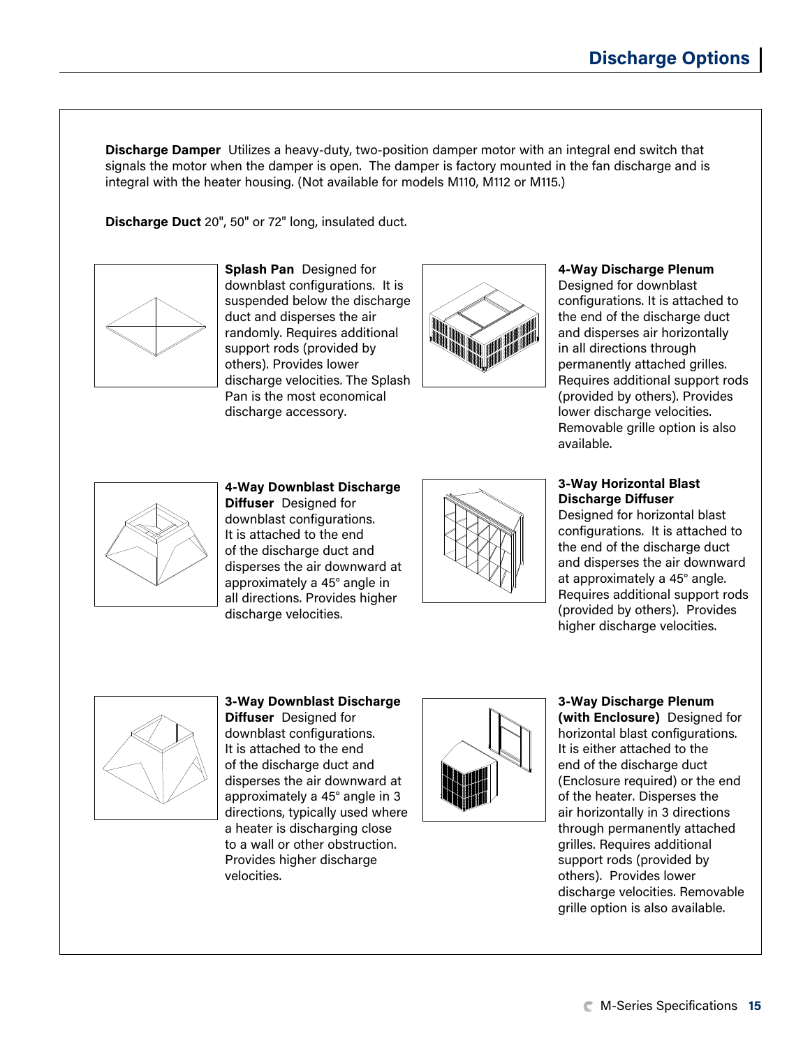## Discharge Options

**Discharge Damper** Utilizes a heavy-duty, two-position damper motor with an integral end switch that signals the motor when the damper is open. The damper is factory mounted in the fan discharge and is integral with the heater housing. (Not available for models M110, M112 or M115.)

**Discharge Duct** 20", 50" or 72" long, insulated duct.

**Splash Pan** Designed for downblast configurations. It is suspended below the discharge duct and disperses the air randomly. Requires additional support rods (provided by others). Provides lower discharge velocities. The Splash Pan is the most economical discharge accessory.

**4-Way Discharge Plenum** Designed for downblast configurations. It is attached to the end of the discharge duct and disperses air horizontally in all directions through permanently attached grilles. Requires additional support rods (provided by others). Provides lower discharge velocities. Removable grille option is also available.

**4-Way Downblast Discharge Diffuser** Designed for downblast configurations. It is attached to the end of the discharge duct and disperses the air downward at approximately a 45° angle in all directions. Provides higher discharge velocities.

**3-Way Horizontal Blast Discharge Diffuser** Designed for horizontal blast configurations. It is attached to the end of the discharge duct and disperses the air downward at approximately a 45° angle. Requires additional support rods (provided by others). Provides higher discharge velocities.

**3-Way Downblast Discharge Diffuser** Designed for downblast configurations. It is attached to the end of the discharge duct and disperses the air downward at approximately a 45° angle in 3 directions, typically used where a heater is discharging close to a wall or other obstruction. Provides higher discharge velocities.

**3-Way Discharge Plenum (with Enclosure)** Designed for horizontal blast configurations. It is either attached to the end of the discharge duct (Enclosure required) or the end of the heater. Disperses the air horizontally in 3 directions through permanently attached grilles. Requires additional support rods (provided by others). Provides lower discharge velocities. Removable grille option is also available.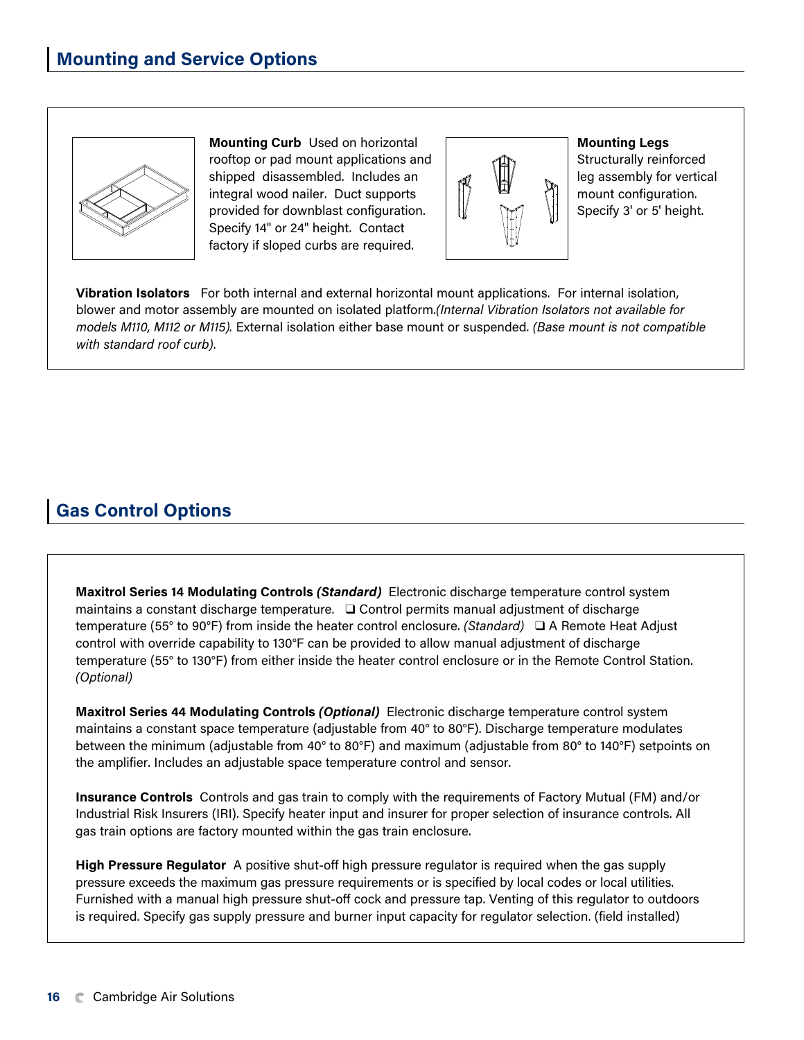## Mounting and Service Options

**Mounting Curb** Used on horizontal rooftop or pad mount applications and shipped disassembled. Includes an integral wood nailer. Duct supports provided for downblast configuration. Specify 14" or 24" height. Contact factory if sloped curbs are required.

**Mounting Legs** Structurally reinforced leg assembly for vertical mount configuration. Specify 3' or 5' height.

**Vibration Isolators** For both internal and external horizontal mount applications. For internal isolation, blower and motor assembly are mounted on isolated platform.*(Internal Vibration Isolators not available for models M110, M112 or M115).* External isolation either base mount or suspended. *(Base mount is not compatible with standard roof curb)*.

## Gas Control Options

**Maxitrol Series 14 Modulating Controls *(Standard)*** Electronic discharge temperature control system maintains a constant discharge temperature. ❑ Control permits manual adjustment of discharge temperature (55° to 90°F) from inside the heater control enclosure. *(Standard)* ❑ A Remote Heat Adjust control with override capability to 130°F can be provided to allow manual adjustment of discharge temperature (55° to 130°F) from either inside the heater control enclosure or in the Remote Control Station. *(Optional)*

**Maxitrol Series 44 Modulating Controls *(Optional)*** Electronic discharge temperature control system maintains a constant space temperature (adjustable from 40° to 80°F). Discharge temperature modulates between the minimum (adjustable from 40° to 80°F) and maximum (adjustable from 80° to 140°F) setpoints on the amplifier. Includes an adjustable space temperature control and sensor.

**Insurance Controls** Controls and gas train to comply with the requirements of Factory Mutual (FM) and/or Industrial Risk Insurers (IRI). Specify heater input and insurer for proper selection of insurance controls. All gas train options are factory mounted within the gas train enclosure.

**High Pressure Regulator** A positive shut-off high pressure regulator is required when the gas supply pressure exceeds the maximum gas pressure requirements or is specified by local codes or local utilities. Furnished with a manual high pressure shut-off cock and pressure tap. Venting of this regulator to outdoors is required. Specify gas supply pressure and burner input capacity for regulator selection. (field installed)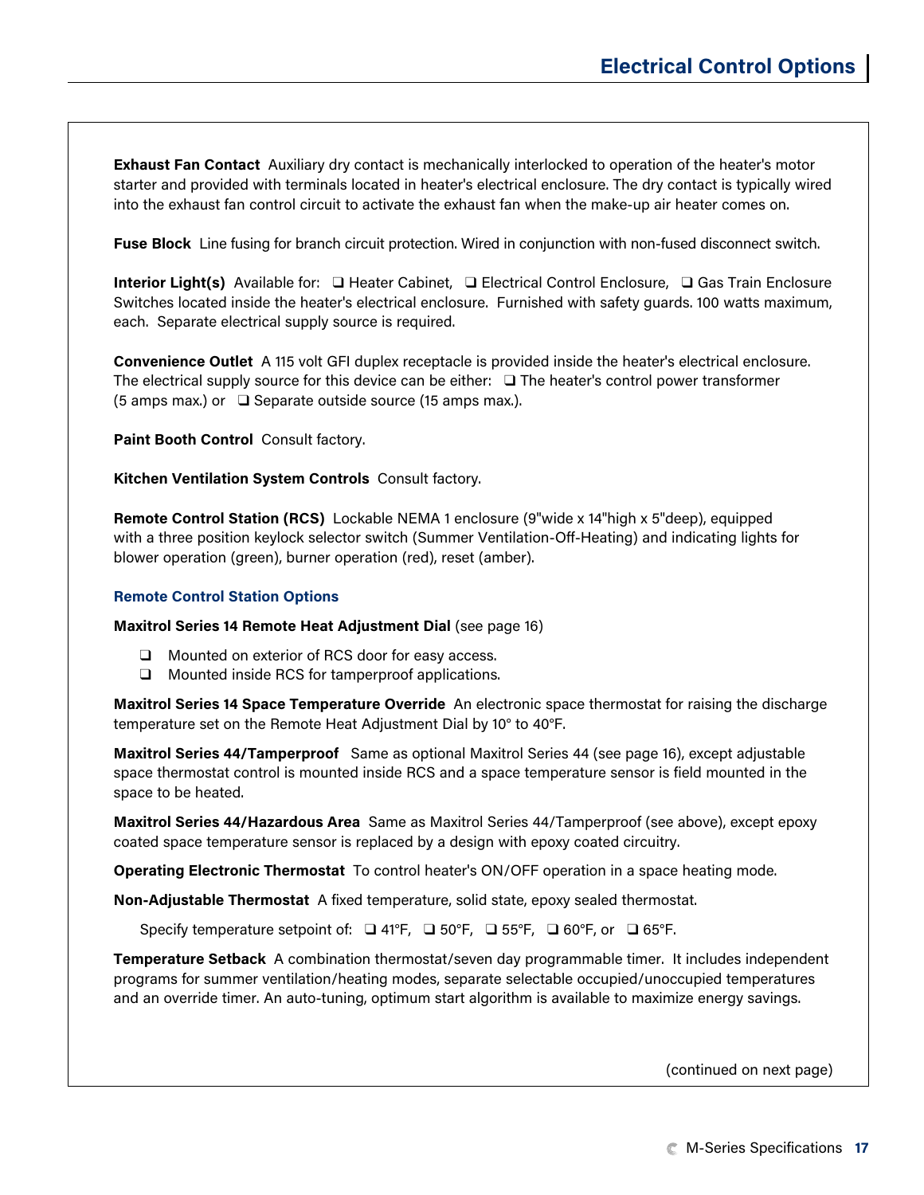# Electrical Control Options

**Exhaust Fan Contact** Auxiliary dry contact is mechanically interlocked to operation of the heater's motor starter and provided with terminals located in heater's electrical enclosure. The dry contact is typically wired into the exhaust fan control circuit to activate the exhaust fan when the make-up air heater comes on.

**Fuse Block** Line fusing for branch circuit protection. Wired in conjunction with non-fused disconnect switch.

**Interior Light(s)** Available for: ❑ Heater Cabinet, ❑ Electrical Control Enclosure, ❑ Gas Train Enclosure Switches located inside the heater's electrical enclosure. Furnished with safety guards. 100 watts maximum, each. Separate electrical supply source is required.

**Convenience Outlet** A 115 volt GFI duplex receptacle is provided inside the heater's electrical enclosure. The electrical supply source for this device can be either: ❑ The heater's control power transformer (5 amps max.) or ❑ Separate outside source (15 amps max.).

**Paint Booth Control** Consult factory.

**Kitchen Ventilation System Controls** Consult factory.

**Remote Control Station (RCS)** Lockable NEMA 1 enclosure (9"wide x 14"high x 5"deep), equipped with a three position keylock selector switch (Summer Ventilation-Off-Heating) and indicating lights for blower operation (green), burner operation (red), reset (amber).

## Remote Control Station Options

**Maxitrol Series 14 Remote Heat Adjustment Dial** (see page 16)

- ❑ Mounted on exterior of RCS door for easy access.
- ❑ Mounted inside RCS for tamperproof applications.

**Maxitrol Series 14 Space Temperature Override** An electronic space thermostat for raising the discharge temperature set on the Remote Heat Adjustment Dial by 10° to 40°F.

**Maxitrol Series 44/Tamperproof** Same as optional Maxitrol Series 44 (see page 16), except adjustable space thermostat control is mounted inside RCS and a space temperature sensor is field mounted in the space to be heated.

**Maxitrol Series 44/Hazardous Area** Same as Maxitrol Series 44/Tamperproof (see above), except epoxy coated space temperature sensor is replaced by a design with epoxy coated circuitry.

**Operating Electronic Thermostat** To control heater's ON/OFF operation in a space heating mode.

**Non-Adjustable Thermostat** A fixed temperature, solid state, epoxy sealed thermostat.

Specify temperature setpoint of: ❑ 41°F, ❑ 50°F, ❑ 55°F, ❑ 60°F, or ❑ 65°F.

**Temperature Setback** A combination thermostat/seven day programmable timer. It includes independent programs for summer ventilation/heating modes, separate selectable occupied/unoccupied temperatures and an override timer. An auto-tuning, optimum start algorithm is available to maximize energy savings.

(continued on next page)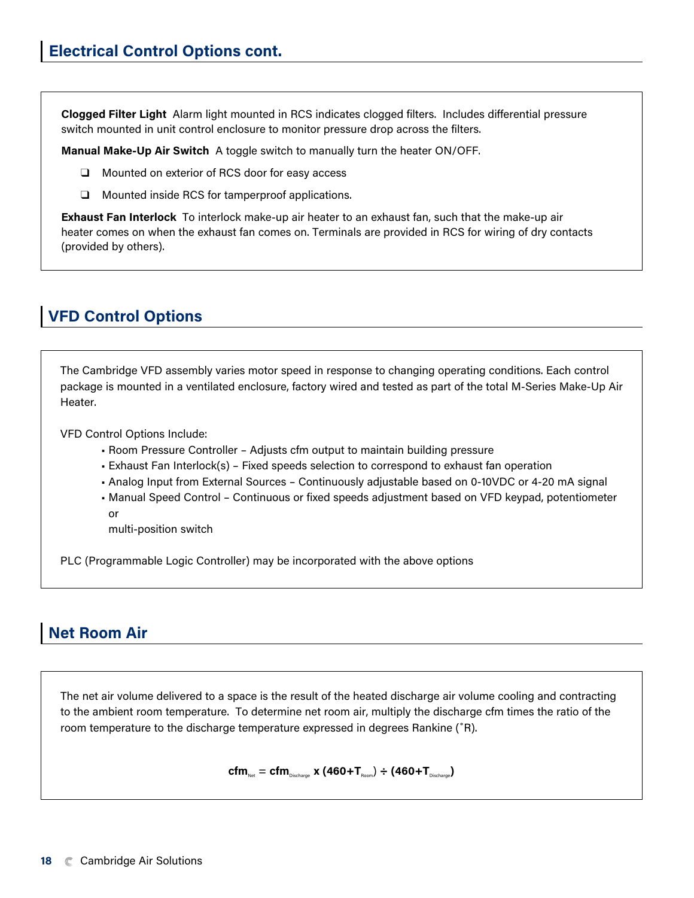## Electrical Control Options cont.

**Clogged Filter Light** Alarm light mounted in RCS indicates clogged filters. Includes differential pressure switch mounted in unit control enclosure to monitor pressure drop across the filters.

**Manual Make-Up Air Switch** A toggle switch to manually turn the heater ON/OFF.

- ❑ Mounted on exterior of RCS door for easy access
- ❑ Mounted inside RCS for tamperproof applications.

**Exhaust Fan Interlock** To interlock make-up air heater to an exhaust fan, such that the make-up air heater comes on when the exhaust fan comes on. Terminals are provided in RCS for wiring of dry contacts (provided by others).

## VFD Control Options

The Cambridge VFD assembly varies motor speed in response to changing operating conditions. Each control package is mounted in a ventilated enclosure, factory wired and tested as part of the total M-Series Make-Up Air Heater.

VFD Control Options Include:

- Room Pressure Controller – Adjusts cfm output to maintain building pressure
- Exhaust Fan Interlock(s) – Fixed speeds selection to correspond to exhaust fan operation
- Analog Input from External Sources – Continuously adjustable based on 0-10VDC or 4-20 mA signal
- Manual Speed Control – Continuous or fixed speeds adjustment based on VFD keypad, potentiometer or
  multi-position switch

PLC (Programmable Logic Controller) may be incorporated with the above options

## Net Room Air

The net air volume delivered to a space is the result of the heated discharge air volume cooling and contracting to the ambient room temperature. To determine net room air, multiply the discharge cfm times the ratio of the room temperature to the discharge temperature expressed in degrees Rankine (˚R).

$$cfm_{Net} = cfm_{Discharge} \times (460+T_{Room}) \div (460+T_{Discharge})$$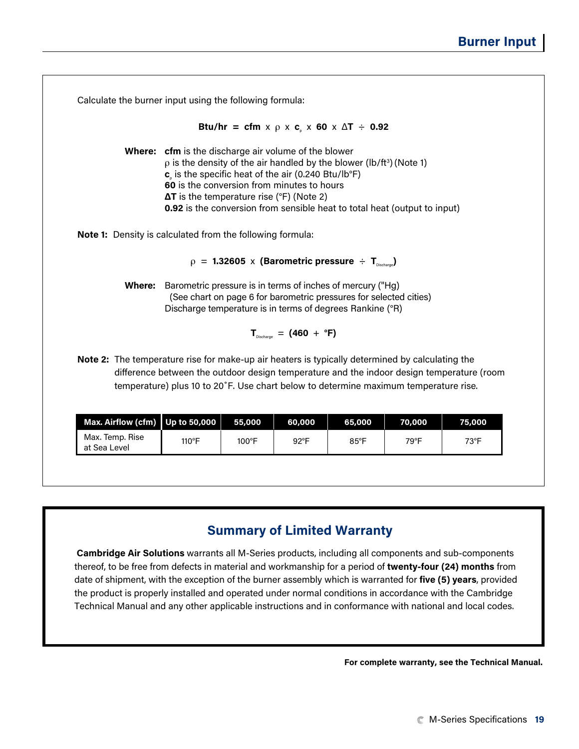## Burner Input

Calculate the burner input using the following formula:

$$\textbf{Btu/hr} = \textbf{cfm} \times \rho \times \mathbf{c_p} \times \mathbf{60} \times \Delta\mathbf{T} \div \mathbf{0.92}$$

**Where:** **cfm** is the discharge air volume of the blower
$\rho$ is the density of the air handled by the blower (lb/ft³) (Note 1)
$c_p$ is the specific heat of the air (0.240 Btu/lb°F)
**60** is the conversion from minutes to hours
**ΔT** is the temperature rise (°F) (Note 2)
**0.92** is the conversion from sensible heat to total heat (output to input)

**Note 1:** Density is calculated from the following formula:

$$\rho = 1.32605 \times (\text{Barometric pressure} \div T_{Discharge})$$

**Where:** Barometric pressure is in terms of inches of mercury ("Hg)
(See chart on page 6 for barometric pressures for selected cities)
Discharge temperature is in terms of degrees Rankine (°R)

$$T_{Discharge} = (460 + {}^{\circ}\text{F})$$

**Note 2:** The temperature rise for make-up air heaters is typically determined by calculating the difference between the outdoor design temperature and the indoor design temperature (room temperature) plus 10 to 20˚F. Use chart below to determine maximum temperature rise.

| Max. Airflow (cfm) | Up to 50,000 | 55,000 | 60,000 | 65,000 | 70,000 | 75,000 |
|---|---|---|---|---|---|---|
| Max. Temp. Rise at Sea Level | 110°F | 100°F | 92°F | 85°F | 79°F | 73°F |

## Summary of Limited Warranty

**Cambridge Air Solutions** warrants all M-Series products, including all components and sub-components thereof, to be free from defects in material and workmanship for a period of **twenty-four (24) months** from date of shipment, with the exception of the burner assembly which is warranted for **five (5) years**, provided the product is properly installed and operated under normal conditions in accordance with the Cambridge Technical Manual and any other applicable instructions and in conformance with national and local codes.

**For complete warranty, see the Technical Manual.**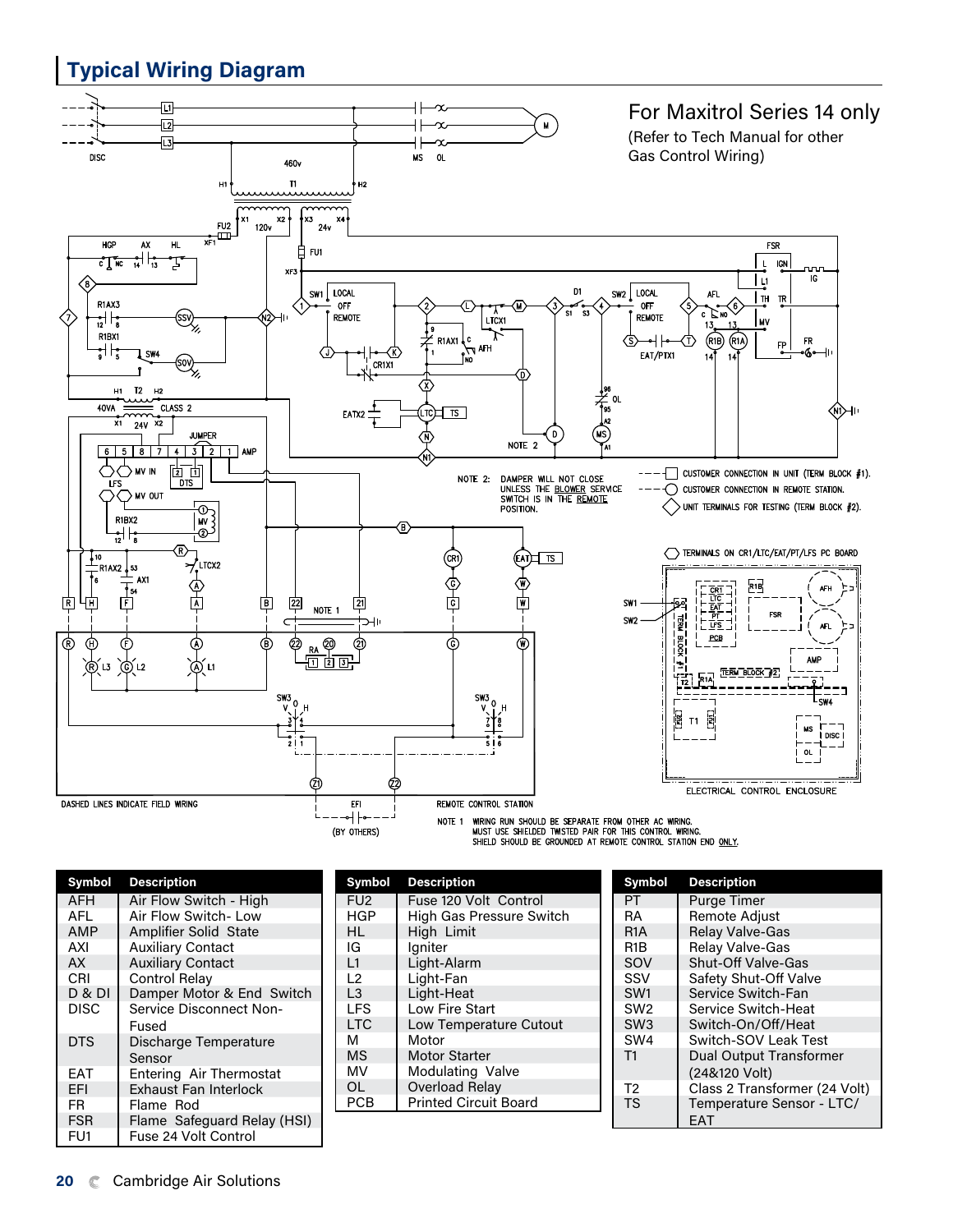# Typical Wiring Diagram

For Maxitrol Series 14 only

(Refer to Tech Manual for other Gas Control Wiring)

NOTE 2: DAMPER WILL NOT CLOSE UNLESS THE BLOWER SERVICE SWITCH IS IN THE REMOTE POSITION.

CUSTOMER CONNECTION IN UNIT (TERM BLOCK #1).

CUSTOMER CONNECTION IN REMOTE STATION.

UNIT TERMINALS FOR TESTING (TERM BLOCK #2).

TERMINALS ON CR1/LTC/EAT/PT/LFS PC BOARD

ELECTRICAL CONTROL ENCLOSURE

DASHED LINES INDICATE FIELD WIRING

REMOTE CONTROL STATION

EFI (BY OTHERS)

NOTE 1 WIRING RUN SHOULD BE SEPARATE FROM OTHER AC WIRING. MUST USE SHIELDED TWISTED PAIR FOR THIS CONTROL WIRING. SHIELD SHOULD BE GROUNDED AT REMOTE CONTROL STATION END ONLY.

| Symbol | Description |
|---|---|
| AFH | Air Flow Switch - High |
| AFL | Air Flow Switch- Low |
| AMP | Amplifier Solid State |
| AXI | Auxiliary Contact |
| AX | Auxiliary Contact |
| CRI | Control Relay |
| D & DI | Damper Motor & End Switch |
| DISC | Service Disconnect Non-Fused |
| DTS | Discharge Temperature Sensor |
| EAT | Entering Air Thermostat |
| EFI | Exhaust Fan Interlock |
| FR | Flame Rod |
| FSR | Flame Safeguard Relay (HSI) |
| FU1 | Fuse 24 Volt Control |

| Symbol | Description |
|---|---|
| FU2 | Fuse 120 Volt Control |
| HGP | High Gas Pressure Switch |
| HL | High Limit |
| IG | Igniter |
| L1 | Light-Alarm |
| L2 | Light-Fan |
| L3 | Light-Heat |
| LFS | Low Fire Start |
| LTC | Low Temperature Cutout |
| M | Motor |
| MS | Motor Starter |
| MV | Modulating Valve |
| OL | Overload Relay |
| PCB | Printed Circuit Board |

| Symbol | Description |
|---|---|
| PT | Purge Timer |
| RA | Remote Adjust |
| R1A | Relay Valve-Gas |
| R1B | Relay Valve-Gas |
| SOV | Shut-Off Valve-Gas |
| SSV | Safety Shut-Off Valve |
| SW1 | Service Switch-Fan |
| SW2 | Service Switch-Heat |
| SW3 | Switch-On/Off/Heat |
| SW4 | Switch-SOV Leak Test |
| T1 | Dual Output Transformer (24&120 Volt) |
| T2 | Class 2 Transformer (24 Volt) |
| TS | Temperature Sensor - LTC/EAT |